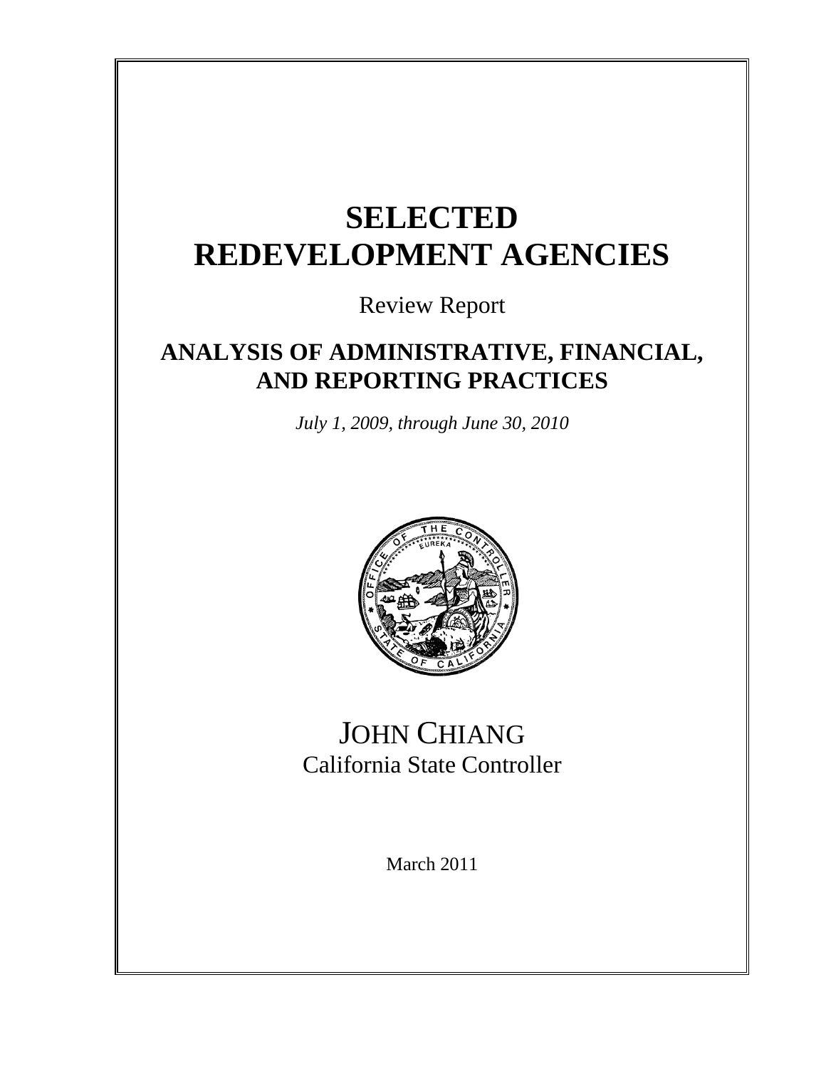# SELECTED REDEVELOPMENT AGENCIES

Review Report

## ANALYSIS OF ADMINISTRATIVE, FINANCIAL, AND REPORTING PRACTICES

*July 1, 2009, through June 30, 2010*

JOHN CHIANG
California State Controller

March 2011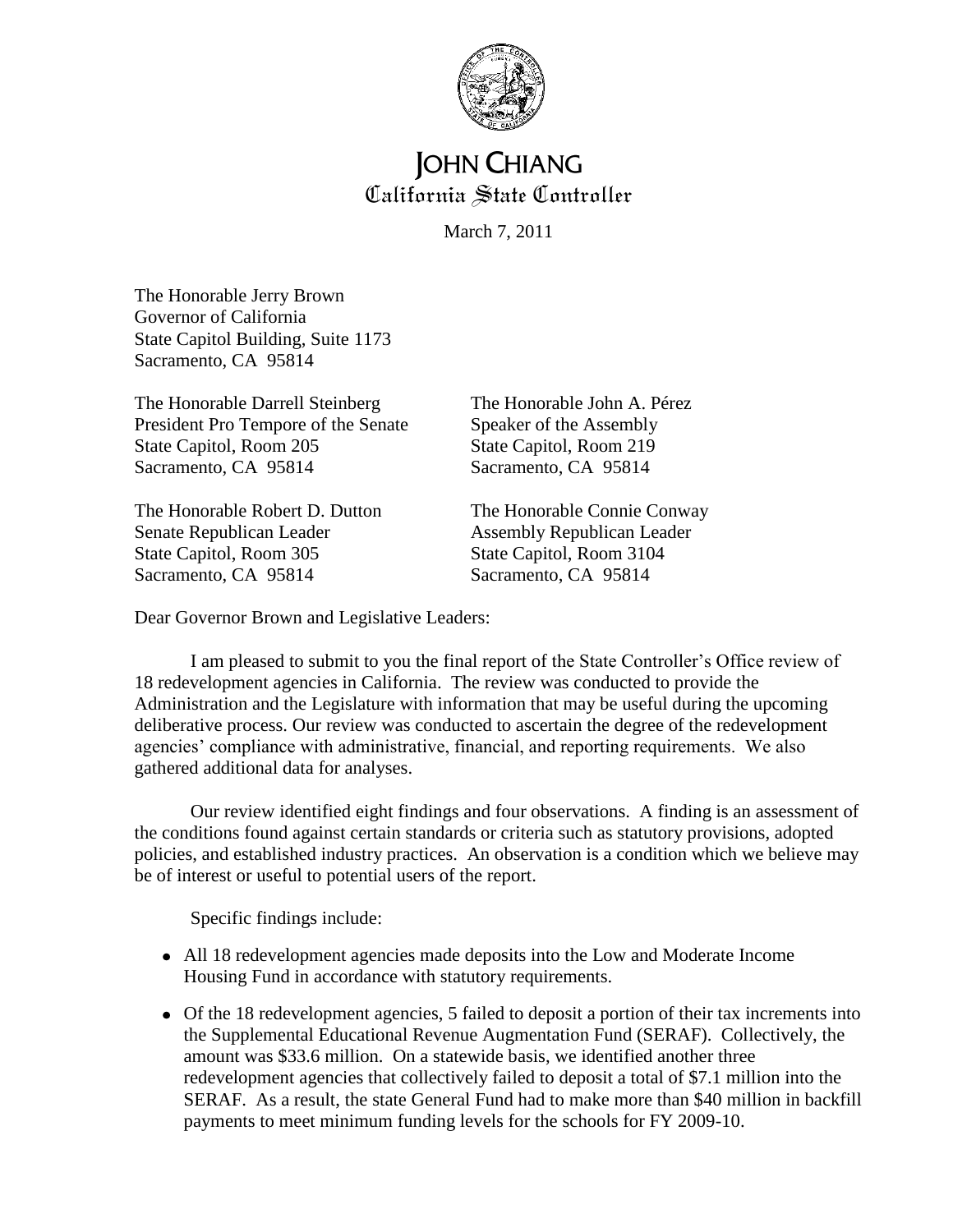# JOHN CHIANG
## California State Controller

March 7, 2011

The Honorable Jerry Brown
Governor of California
State Capitol Building, Suite 1173
Sacramento, CA 95814

The Honorable Darrell Steinberg
President Pro Tempore of the Senate
State Capitol, Room 205
Sacramento, CA 95814

The Honorable John A. Pérez
Speaker of the Assembly
State Capitol, Room 219
Sacramento, CA 95814

The Honorable Robert D. Dutton
Senate Republican Leader
State Capitol, Room 305
Sacramento, CA 95814

The Honorable Connie Conway
Assembly Republican Leader
State Capitol, Room 3104
Sacramento, CA 95814

Dear Governor Brown and Legislative Leaders:

I am pleased to submit to you the final report of the State Controller's Office review of 18 redevelopment agencies in California. The review was conducted to provide the Administration and the Legislature with information that may be useful during the upcoming deliberative process. Our review was conducted to ascertain the degree of the redevelopment agencies' compliance with administrative, financial, and reporting requirements. We also gathered additional data for analyses.

Our review identified eight findings and four observations. A finding is an assessment of the conditions found against certain standards or criteria such as statutory provisions, adopted policies, and established industry practices. An observation is a condition which we believe may be of interest or useful to potential users of the report.

Specific findings include:

- All 18 redevelopment agencies made deposits into the Low and Moderate Income Housing Fund in accordance with statutory requirements.
- Of the 18 redevelopment agencies, 5 failed to deposit a portion of their tax increments into the Supplemental Educational Revenue Augmentation Fund (SERAF). Collectively, the amount was $33.6 million. On a statewide basis, we identified another three redevelopment agencies that collectively failed to deposit a total of $7.1 million into the SERAF. As a result, the state General Fund had to make more than $40 million in backfill payments to meet minimum funding levels for the schools for FY 2009-10.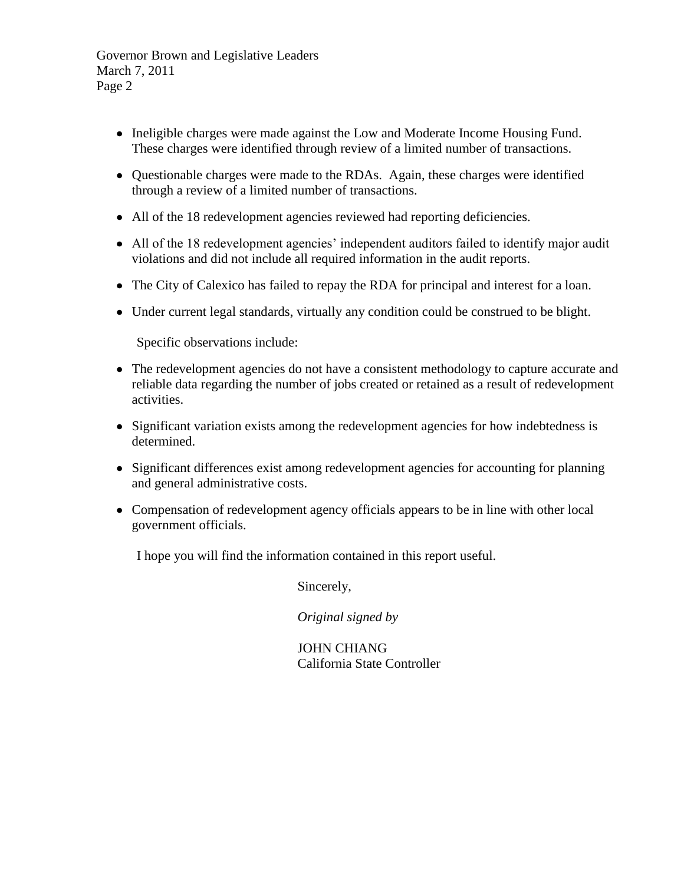- Ineligible charges were made against the Low and Moderate Income Housing Fund. These charges were identified through review of a limited number of transactions.
- Questionable charges were made to the RDAs. Again, these charges were identified through a review of a limited number of transactions.
- All of the 18 redevelopment agencies reviewed had reporting deficiencies.
- All of the 18 redevelopment agencies' independent auditors failed to identify major audit violations and did not include all required information in the audit reports.
- The City of Calexico has failed to repay the RDA for principal and interest for a loan.
- Under current legal standards, virtually any condition could be construed to be blight.

Specific observations include:

- The redevelopment agencies do not have a consistent methodology to capture accurate and reliable data regarding the number of jobs created or retained as a result of redevelopment activities.
- Significant variation exists among the redevelopment agencies for how indebtedness is determined.
- Significant differences exist among redevelopment agencies for accounting for planning and general administrative costs.
- Compensation of redevelopment agency officials appears to be in line with other local government officials.

I hope you will find the information contained in this report useful.

Sincerely,

*Original signed by*

JOHN CHIANG
California State Controller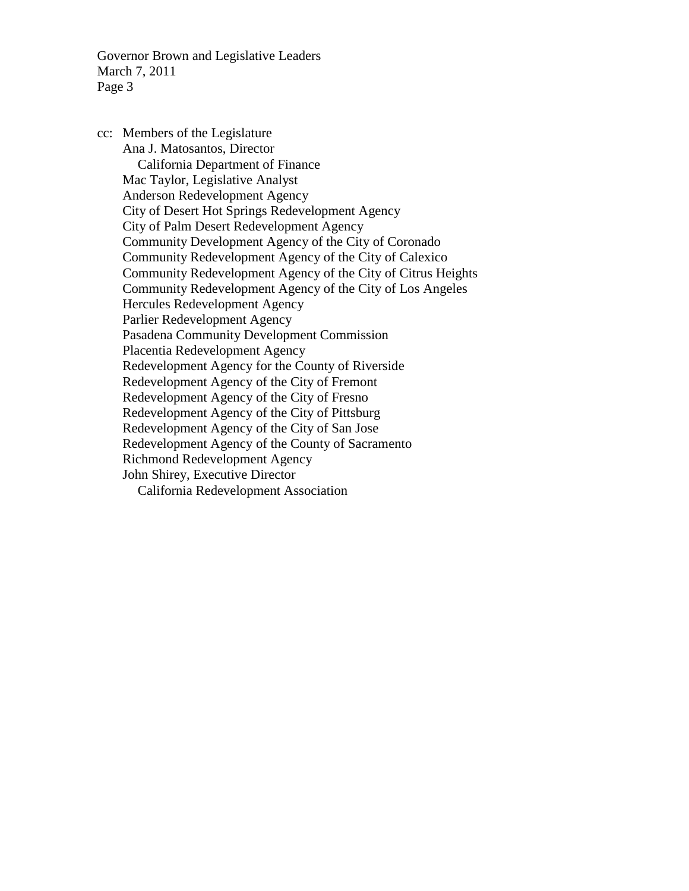cc: Members of the Legislature
Ana J. Matosantos, Director
  California Department of Finance
Mac Taylor, Legislative Analyst
Anderson Redevelopment Agency
City of Desert Hot Springs Redevelopment Agency
City of Palm Desert Redevelopment Agency
Community Development Agency of the City of Coronado
Community Redevelopment Agency of the City of Calexico
Community Redevelopment Agency of the City of Citrus Heights
Community Redevelopment Agency of the City of Los Angeles
Hercules Redevelopment Agency
Parlier Redevelopment Agency
Pasadena Community Development Commission
Placentia Redevelopment Agency
Redevelopment Agency for the County of Riverside
Redevelopment Agency of the City of Fremont
Redevelopment Agency of the City of Fresno
Redevelopment Agency of the City of Pittsburg
Redevelopment Agency of the City of San Jose
Redevelopment Agency of the County of Sacramento
Richmond Redevelopment Agency
John Shirey, Executive Director
  California Redevelopment Association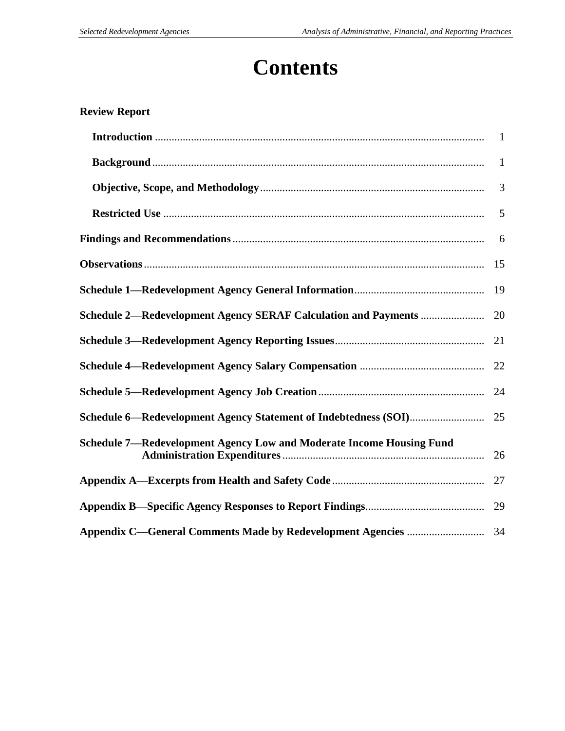# Contents

**Review Report**

| | |
|---|---|
| **Introduction** | 1 |
| **Background** | 1 |
| **Objective, Scope, and Methodology** | 3 |
| **Restricted Use** | 5 |
| **Findings and Recommendations** | 6 |
| **Observations** | 15 |
| **Schedule 1—Redevelopment Agency General Information** | 19 |
| **Schedule 2—Redevelopment Agency SERAF Calculation and Payments** | 20 |
| **Schedule 3—Redevelopment Agency Reporting Issues** | 21 |
| **Schedule 4—Redevelopment Agency Salary Compensation** | 22 |
| **Schedule 5—Redevelopment Agency Job Creation** | 24 |
| **Schedule 6—Redevelopment Agency Statement of Indebtedness (SOI)** | 25 |
| **Schedule 7—Redevelopment Agency Low and Moderate Income Housing Fund Administration Expenditures** | 26 |
| **Appendix A—Excerpts from Health and Safety Code** | 27 |
| **Appendix B—Specific Agency Responses to Report Findings** | 29 |
| **Appendix C—General Comments Made by Redevelopment Agencies** | 34 |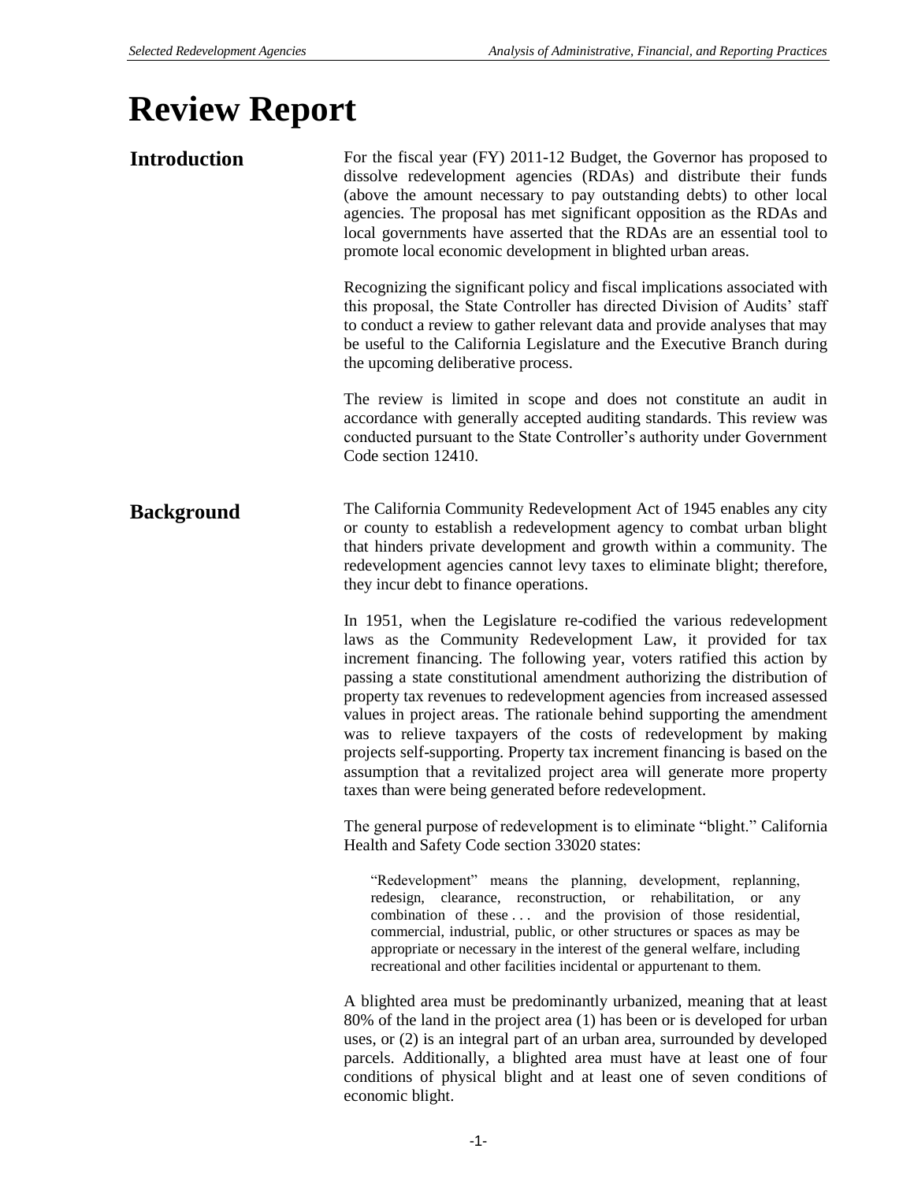# Review Report

## Introduction

For the fiscal year (FY) 2011-12 Budget, the Governor has proposed to dissolve redevelopment agencies (RDAs) and distribute their funds (above the amount necessary to pay outstanding debts) to other local agencies. The proposal has met significant opposition as the RDAs and local governments have asserted that the RDAs are an essential tool to promote local economic development in blighted urban areas.

Recognizing the significant policy and fiscal implications associated with this proposal, the State Controller has directed Division of Audits' staff to conduct a review to gather relevant data and provide analyses that may be useful to the California Legislature and the Executive Branch during the upcoming deliberative process.

The review is limited in scope and does not constitute an audit in accordance with generally accepted auditing standards. This review was conducted pursuant to the State Controller's authority under Government Code section 12410.

## Background

The California Community Redevelopment Act of 1945 enables any city or county to establish a redevelopment agency to combat urban blight that hinders private development and growth within a community. The redevelopment agencies cannot levy taxes to eliminate blight; therefore, they incur debt to finance operations.

In 1951, when the Legislature re-codified the various redevelopment laws as the Community Redevelopment Law, it provided for tax increment financing. The following year, voters ratified this action by passing a state constitutional amendment authorizing the distribution of property tax revenues to redevelopment agencies from increased assessed values in project areas. The rationale behind supporting the amendment was to relieve taxpayers of the costs of redevelopment by making projects self-supporting. Property tax increment financing is based on the assumption that a revitalized project area will generate more property taxes than were being generated before redevelopment.

The general purpose of redevelopment is to eliminate "blight." California Health and Safety Code section 33020 states:

> "Redevelopment" means the planning, development, replanning, redesign, clearance, reconstruction, or rehabilitation, or any combination of these . . . and the provision of those residential, commercial, industrial, public, or other structures or spaces as may be appropriate or necessary in the interest of the general welfare, including recreational and other facilities incidental or appurtenant to them.

A blighted area must be predominantly urbanized, meaning that at least 80% of the land in the project area (1) has been or is developed for urban uses, or (2) is an integral part of an urban area, surrounded by developed parcels. Additionally, a blighted area must have at least one of four conditions of physical blight and at least one of seven conditions of economic blight.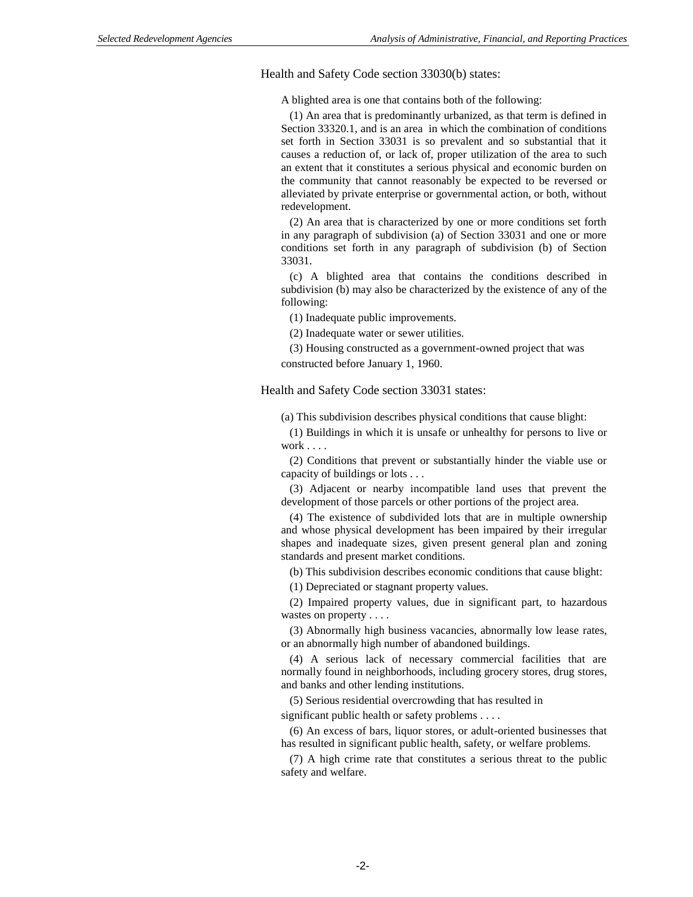Health and Safety Code section 33030(b) states:

> A blighted area is one that contains both of the following:
>
> (1) An area that is predominantly urbanized, as that term is defined in Section 33320.1, and is an area in which the combination of conditions set forth in Section 33031 is so prevalent and so substantial that it causes a reduction of, or lack of, proper utilization of the area to such an extent that it constitutes a serious physical and economic burden on the community that cannot reasonably be expected to be reversed or alleviated by private enterprise or governmental action, or both, without redevelopment.
>
> (2) An area that is characterized by one or more conditions set forth in any paragraph of subdivision (a) of Section 33031 and one or more conditions set forth in any paragraph of subdivision (b) of Section 33031.
>
> (c) A blighted area that contains the conditions described in subdivision (b) may also be characterized by the existence of any of the following:
>
> (1) Inadequate public improvements.
>
> (2) Inadequate water or sewer utilities.
>
> (3) Housing constructed as a government-owned project that was constructed before January 1, 1960.

Health and Safety Code section 33031 states:

> (a) This subdivision describes physical conditions that cause blight:
>
> (1) Buildings in which it is unsafe or unhealthy for persons to live or work . . . .
>
> (2) Conditions that prevent or substantially hinder the viable use or capacity of buildings or lots . . .
>
> (3) Adjacent or nearby incompatible land uses that prevent the development of those parcels or other portions of the project area.
>
> (4) The existence of subdivided lots that are in multiple ownership and whose physical development has been impaired by their irregular shapes and inadequate sizes, given present general plan and zoning standards and present market conditions.
>
> (b) This subdivision describes economic conditions that cause blight:
>
> (1) Depreciated or stagnant property values.
>
> (2) Impaired property values, due in significant part, to hazardous wastes on property . . . .
>
> (3) Abnormally high business vacancies, abnormally low lease rates, or an abnormally high number of abandoned buildings.
>
> (4) A serious lack of necessary commercial facilities that are normally found in neighborhoods, including grocery stores, drug stores, and banks and other lending institutions.
>
> (5) Serious residential overcrowding that has resulted in significant public health or safety problems . . . .
>
> (6) An excess of bars, liquor stores, or adult-oriented businesses that has resulted in significant public health, safety, or welfare problems.
>
> (7) A high crime rate that constitutes a serious threat to the public safety and welfare.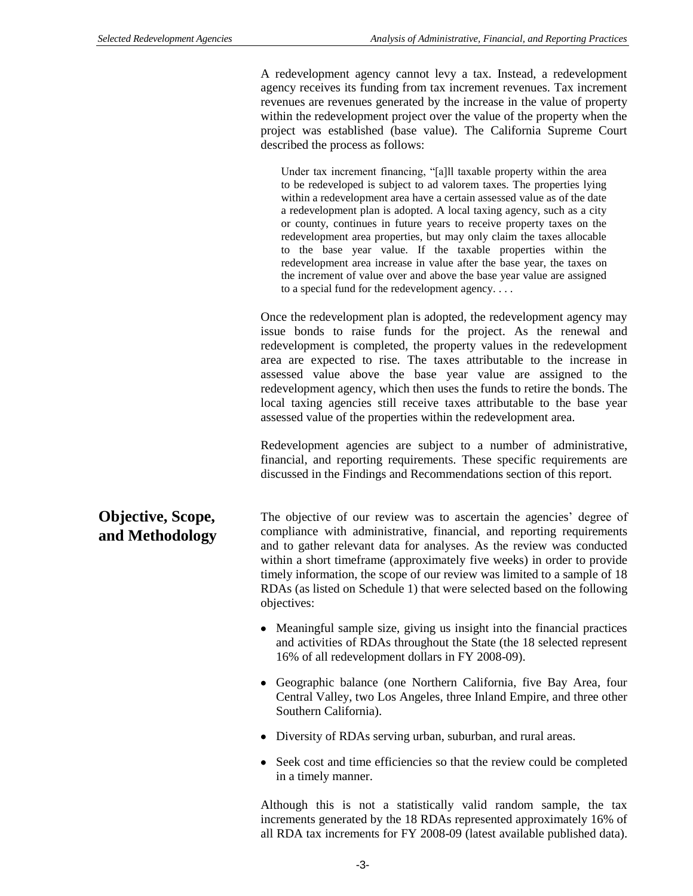A redevelopment agency cannot levy a tax. Instead, a redevelopment agency receives its funding from tax increment revenues. Tax increment revenues are revenues generated by the increase in the value of property within the redevelopment project over the value of the property when the project was established (base value). The California Supreme Court described the process as follows:

> Under tax increment financing, "[a]ll taxable property within the area to be redeveloped is subject to ad valorem taxes. The properties lying within a redevelopment area have a certain assessed value as of the date a redevelopment plan is adopted. A local taxing agency, such as a city or county, continues in future years to receive property taxes on the redevelopment area properties, but may only claim the taxes allocable to the base year value. If the taxable properties within the redevelopment area increase in value after the base year, the taxes on the increment of value over and above the base year value are assigned to a special fund for the redevelopment agency. . . .

Once the redevelopment plan is adopted, the redevelopment agency may issue bonds to raise funds for the project. As the renewal and redevelopment is completed, the property values in the redevelopment area are expected to rise. The taxes attributable to the increase in assessed value above the base year value are assigned to the redevelopment agency, which then uses the funds to retire the bonds. The local taxing agencies still receive taxes attributable to the base year assessed value of the properties within the redevelopment area.

Redevelopment agencies are subject to a number of administrative, financial, and reporting requirements. These specific requirements are discussed in the Findings and Recommendations section of this report.

## Objective, Scope, and Methodology

The objective of our review was to ascertain the agencies' degree of compliance with administrative, financial, and reporting requirements and to gather relevant data for analyses. As the review was conducted within a short timeframe (approximately five weeks) in order to provide timely information, the scope of our review was limited to a sample of 18 RDAs (as listed on Schedule 1) that were selected based on the following objectives:

- Meaningful sample size, giving us insight into the financial practices and activities of RDAs throughout the State (the 18 selected represent 16% of all redevelopment dollars in FY 2008-09).
- Geographic balance (one Northern California, five Bay Area, four Central Valley, two Los Angeles, three Inland Empire, and three other Southern California).
- Diversity of RDAs serving urban, suburban, and rural areas.
- Seek cost and time efficiencies so that the review could be completed in a timely manner.

Although this is not a statistically valid random sample, the tax increments generated by the 18 RDAs represented approximately 16% of all RDA tax increments for FY 2008-09 (latest available published data).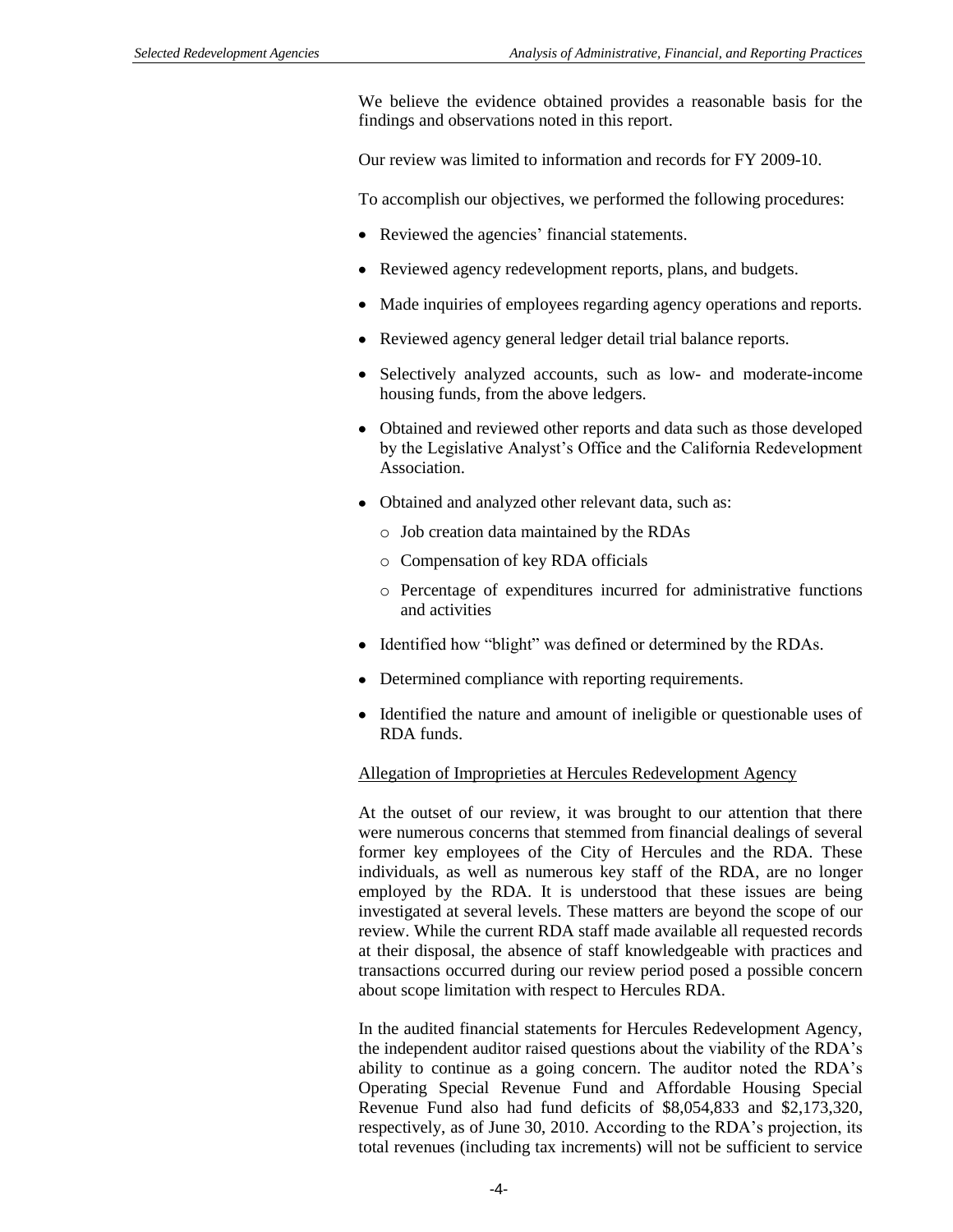We believe the evidence obtained provides a reasonable basis for the findings and observations noted in this report.

Our review was limited to information and records for FY 2009-10.

To accomplish our objectives, we performed the following procedures:

- Reviewed the agencies' financial statements.
- Reviewed agency redevelopment reports, plans, and budgets.
- Made inquiries of employees regarding agency operations and reports.
- Reviewed agency general ledger detail trial balance reports.
- Selectively analyzed accounts, such as low- and moderate-income housing funds, from the above ledgers.
- Obtained and reviewed other reports and data such as those developed by the Legislative Analyst's Office and the California Redevelopment Association.
- Obtained and analyzed other relevant data, such as:
  - Job creation data maintained by the RDAs
  - Compensation of key RDA officials
  - Percentage of expenditures incurred for administrative functions and activities
- Identified how "blight" was defined or determined by the RDAs.
- Determined compliance with reporting requirements.
- Identified the nature and amount of ineligible or questionable uses of RDA funds.

<u>Allegation of Improprieties at Hercules Redevelopment Agency</u>

At the outset of our review, it was brought to our attention that there were numerous concerns that stemmed from financial dealings of several former key employees of the City of Hercules and the RDA. These individuals, as well as numerous key staff of the RDA, are no longer employed by the RDA. It is understood that these issues are being investigated at several levels. These matters are beyond the scope of our review. While the current RDA staff made available all requested records at their disposal, the absence of staff knowledgeable with practices and transactions occurred during our review period posed a possible concern about scope limitation with respect to Hercules RDA.

In the audited financial statements for Hercules Redevelopment Agency, the independent auditor raised questions about the viability of the RDA's ability to continue as a going concern. The auditor noted the RDA's Operating Special Revenue Fund and Affordable Housing Special Revenue Fund also had fund deficits of $8,054,833 and $2,173,320, respectively, as of June 30, 2010. According to the RDA's projection, its total revenues (including tax increments) will not be sufficient to service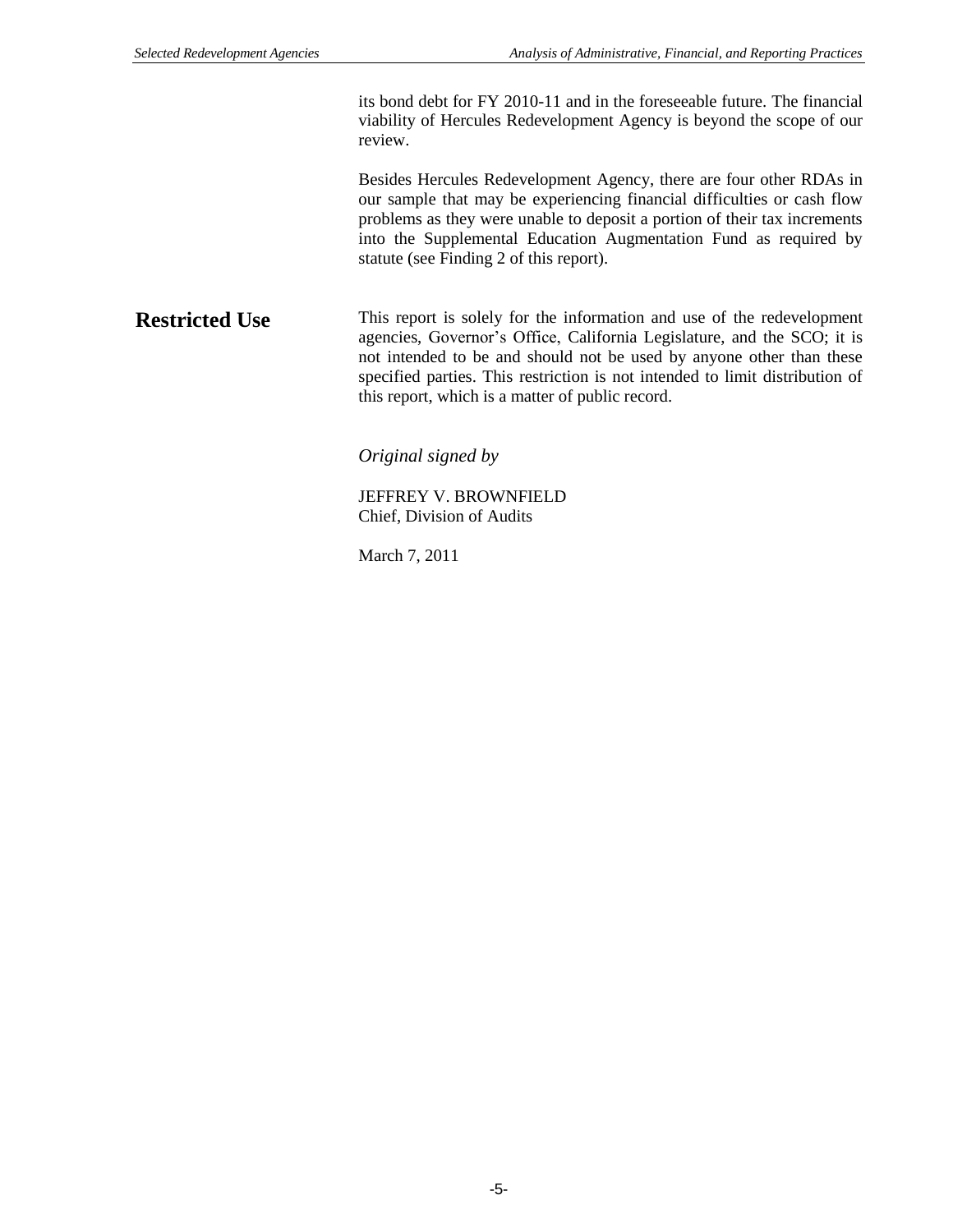its bond debt for FY 2010-11 and in the foreseeable future. The financial viability of Hercules Redevelopment Agency is beyond the scope of our review.

Besides Hercules Redevelopment Agency, there are four other RDAs in our sample that may be experiencing financial difficulties or cash flow problems as they were unable to deposit a portion of their tax increments into the Supplemental Education Augmentation Fund as required by statute (see Finding 2 of this report).

## Restricted Use

This report is solely for the information and use of the redevelopment agencies, Governor's Office, California Legislature, and the SCO; it is not intended to be and should not be used by anyone other than these specified parties. This restriction is not intended to limit distribution of this report, which is a matter of public record.

*Original signed by*

JEFFREY V. BROWNFIELD
Chief, Division of Audits

March 7, 2011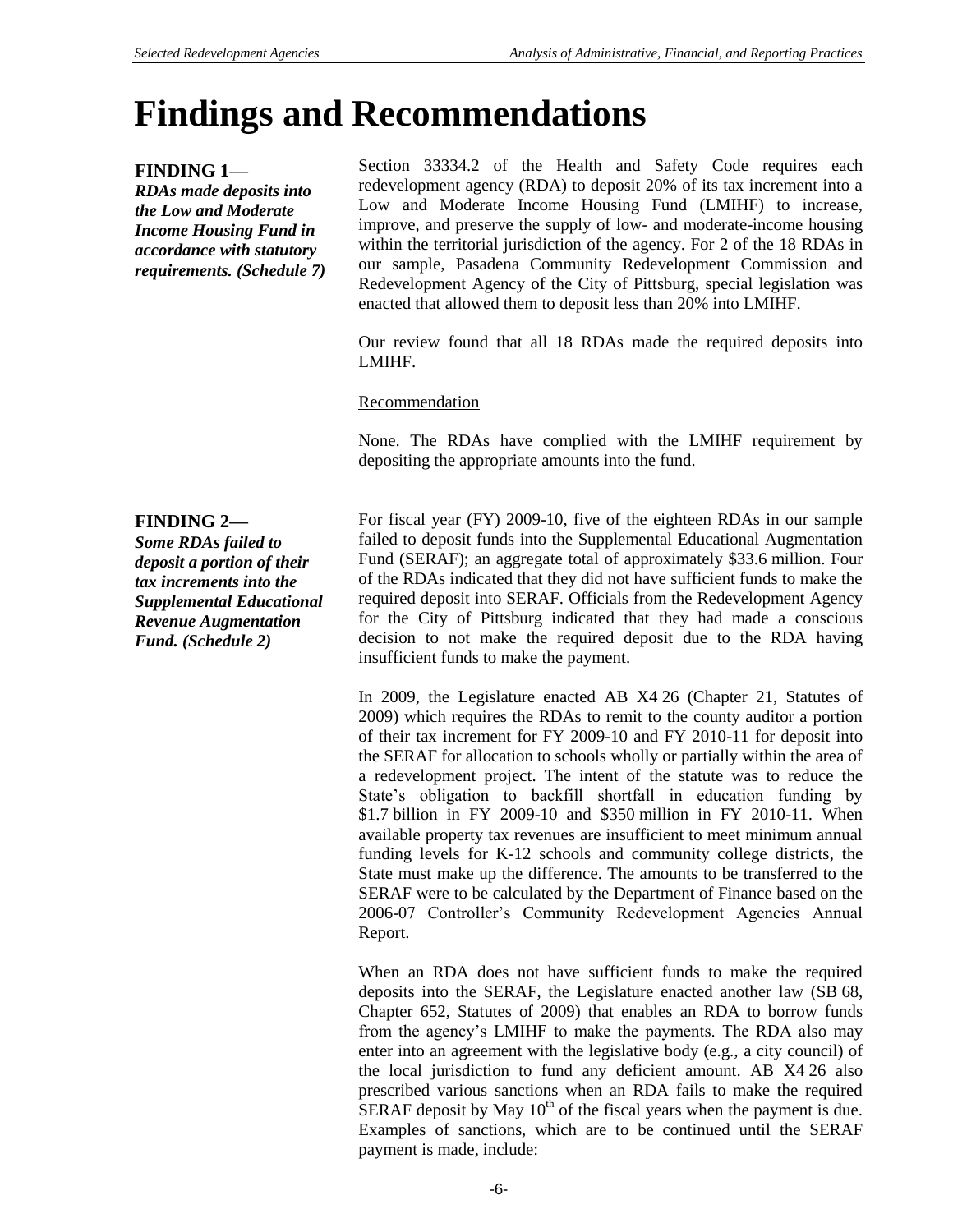# Findings and Recommendations

**FINDING 1—**
***RDAs made deposits into the Low and Moderate Income Housing Fund in accordance with statutory requirements. (Schedule 7)***

Section 33334.2 of the Health and Safety Code requires each redevelopment agency (RDA) to deposit 20% of its tax increment into a Low and Moderate Income Housing Fund (LMIHF) to increase, improve, and preserve the supply of low- and moderate-income housing within the territorial jurisdiction of the agency. For 2 of the 18 RDAs in our sample, Pasadena Community Redevelopment Commission and Redevelopment Agency of the City of Pittsburg, special legislation was enacted that allowed them to deposit less than 20% into LMIHF.

Our review found that all 18 RDAs made the required deposits into LMIHF.

Recommendation

None. The RDAs have complied with the LMIHF requirement by depositing the appropriate amounts into the fund.

**FINDING 2—**
***Some RDAs failed to deposit a portion of their tax increments into the Supplemental Educational Revenue Augmentation Fund. (Schedule 2)***

For fiscal year (FY) 2009-10, five of the eighteen RDAs in our sample failed to deposit funds into the Supplemental Educational Augmentation Fund (SERAF); an aggregate total of approximately $33.6 million. Four of the RDAs indicated that they did not have sufficient funds to make the required deposit into SERAF. Officials from the Redevelopment Agency for the City of Pittsburg indicated that they had made a conscious decision to not make the required deposit due to the RDA having insufficient funds to make the payment.

In 2009, the Legislature enacted AB X4 26 (Chapter 21, Statutes of 2009) which requires the RDAs to remit to the county auditor a portion of their tax increment for FY 2009-10 and FY 2010-11 for deposit into the SERAF for allocation to schools wholly or partially within the area of a redevelopment project. The intent of the statute was to reduce the State's obligation to backfill shortfall in education funding by $1.7 billion in FY 2009-10 and $350 million in FY 2010-11. When available property tax revenues are insufficient to meet minimum annual funding levels for K-12 schools and community college districts, the State must make up the difference. The amounts to be transferred to the SERAF were to be calculated by the Department of Finance based on the 2006-07 Controller's Community Redevelopment Agencies Annual Report.

When an RDA does not have sufficient funds to make the required deposits into the SERAF, the Legislature enacted another law (SB 68, Chapter 652, Statutes of 2009) that enables an RDA to borrow funds from the agency's LMIHF to make the payments. The RDA also may enter into an agreement with the legislative body (e.g., a city council) of the local jurisdiction to fund any deficient amount. AB X4 26 also prescribed various sanctions when an RDA fails to make the required SERAF deposit by May 10th of the fiscal years when the payment is due. Examples of sanctions, which are to be continued until the SERAF payment is made, include: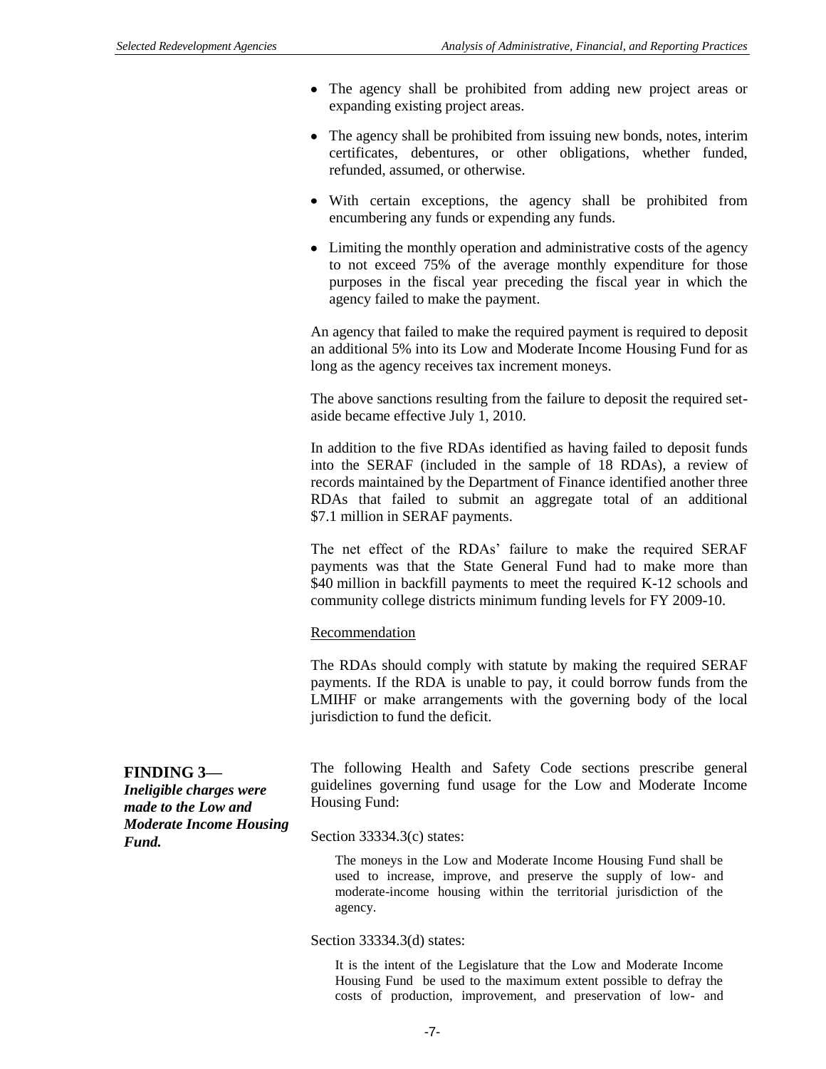- The agency shall be prohibited from adding new project areas or expanding existing project areas.
- The agency shall be prohibited from issuing new bonds, notes, interim certificates, debentures, or other obligations, whether funded, refunded, assumed, or otherwise.
- With certain exceptions, the agency shall be prohibited from encumbering any funds or expending any funds.
- Limiting the monthly operation and administrative costs of the agency to not exceed 75% of the average monthly expenditure for those purposes in the fiscal year preceding the fiscal year in which the agency failed to make the payment.

An agency that failed to make the required payment is required to deposit an additional 5% into its Low and Moderate Income Housing Fund for as long as the agency receives tax increment moneys.

The above sanctions resulting from the failure to deposit the required set-aside became effective July 1, 2010.

In addition to the five RDAs identified as having failed to deposit funds into the SERAF (included in the sample of 18 RDAs), a review of records maintained by the Department of Finance identified another three RDAs that failed to submit an aggregate total of an additional $7.1 million in SERAF payments.

The net effect of the RDAs' failure to make the required SERAF payments was that the State General Fund had to make more than $40 million in backfill payments to meet the required K-12 schools and community college districts minimum funding levels for FY 2009-10.

<u>Recommendation</u>

The RDAs should comply with statute by making the required SERAF payments. If the RDA is unable to pay, it could borrow funds from the LMIHF or make arrangements with the governing body of the local jurisdiction to fund the deficit.

## FINDING 3— *Ineligible charges were made to the Low and Moderate Income Housing Fund.*

The following Health and Safety Code sections prescribe general guidelines governing fund usage for the Low and Moderate Income Housing Fund:

Section 33334.3(c) states:

> The moneys in the Low and Moderate Income Housing Fund shall be used to increase, improve, and preserve the supply of low- and moderate-income housing within the territorial jurisdiction of the agency.

Section 33334.3(d) states:

> It is the intent of the Legislature that the Low and Moderate Income Housing Fund be used to the maximum extent possible to defray the costs of production, improvement, and preservation of low- and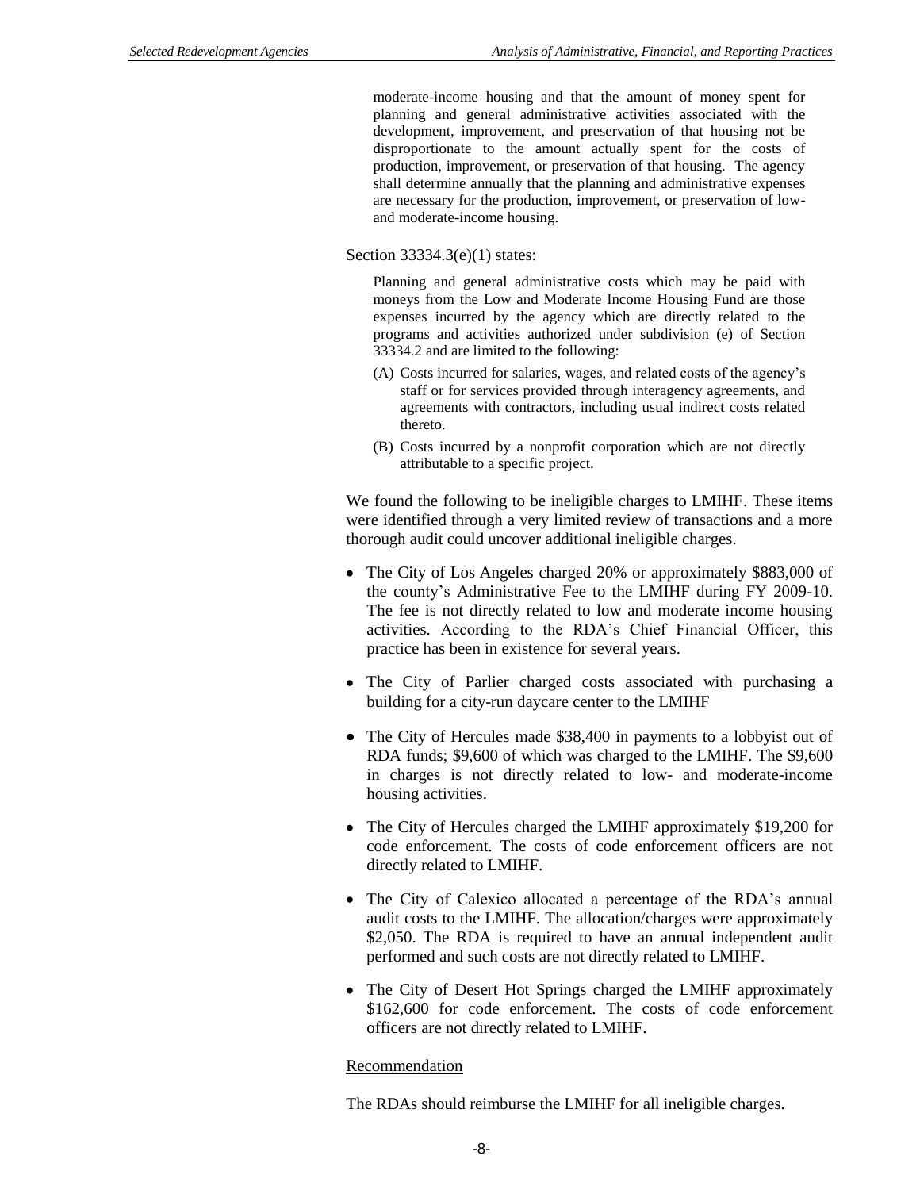> moderate-income housing and that the amount of money spent for planning and general administrative activities associated with the development, improvement, and preservation of that housing not be disproportionate to the amount actually spent for the costs of production, improvement, or preservation of that housing. The agency shall determine annually that the planning and administrative expenses are necessary for the production, improvement, or preservation of low- and moderate-income housing.

Section 33334.3(e)(1) states:

> Planning and general administrative costs which may be paid with moneys from the Low and Moderate Income Housing Fund are those expenses incurred by the agency which are directly related to the programs and activities authorized under subdivision (e) of Section 33334.2 and are limited to the following:
>
> (A) Costs incurred for salaries, wages, and related costs of the agency's staff or for services provided through interagency agreements, and agreements with contractors, including usual indirect costs related thereto.
>
> (B) Costs incurred by a nonprofit corporation which are not directly attributable to a specific project.

We found the following to be ineligible charges to LMIHF. These items were identified through a very limited review of transactions and a more thorough audit could uncover additional ineligible charges.

- The City of Los Angeles charged 20% or approximately $883,000 of the county's Administrative Fee to the LMIHF during FY 2009-10. The fee is not directly related to low and moderate income housing activities. According to the RDA's Chief Financial Officer, this practice has been in existence for several years.
- The City of Parlier charged costs associated with purchasing a building for a city-run daycare center to the LMIHF
- The City of Hercules made $38,400 in payments to a lobbyist out of RDA funds; $9,600 of which was charged to the LMIHF. The $9,600 in charges is not directly related to low- and moderate-income housing activities.
- The City of Hercules charged the LMIHF approximately $19,200 for code enforcement. The costs of code enforcement officers are not directly related to LMIHF.
- The City of Calexico allocated a percentage of the RDA's annual audit costs to the LMIHF. The allocation/charges were approximately $2,050. The RDA is required to have an annual independent audit performed and such costs are not directly related to LMIHF.
- The City of Desert Hot Springs charged the LMIHF approximately $162,600 for code enforcement. The costs of code enforcement officers are not directly related to LMIHF.

Recommendation

The RDAs should reimburse the LMIHF for all ineligible charges.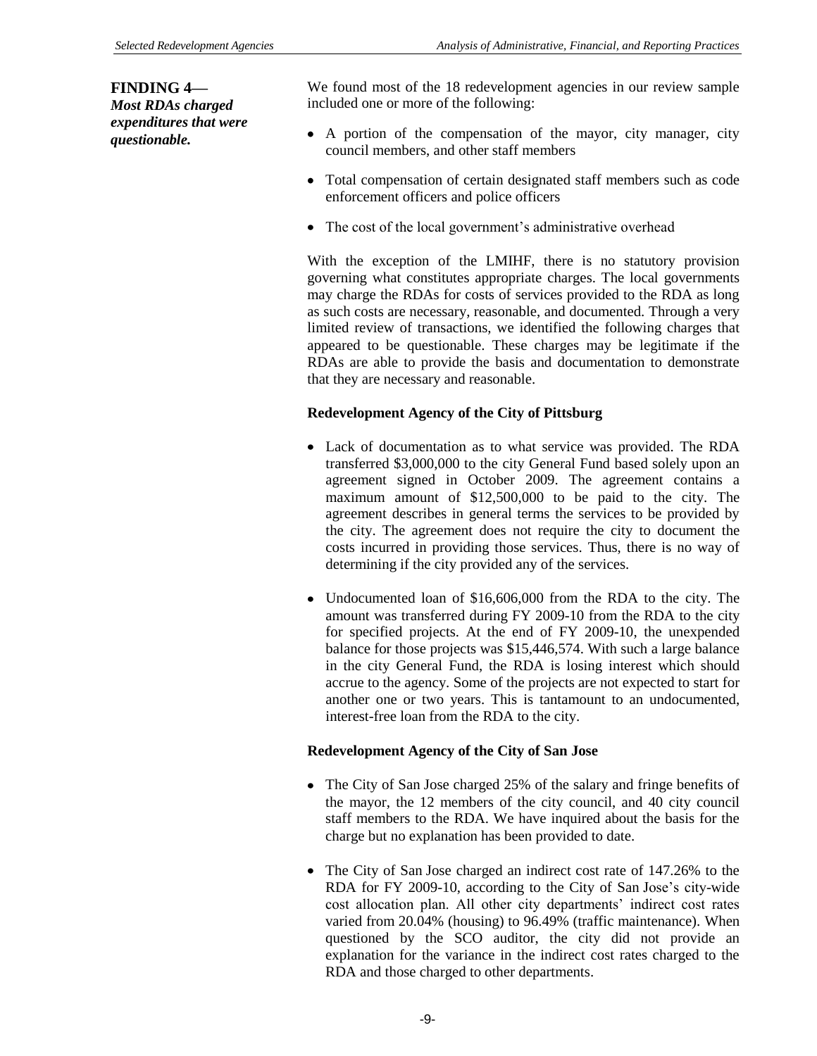**FINDING 4—**
***Most RDAs charged expenditures that were questionable.***

We found most of the 18 redevelopment agencies in our review sample included one or more of the following:

- A portion of the compensation of the mayor, city manager, city council members, and other staff members
- Total compensation of certain designated staff members such as code enforcement officers and police officers
- The cost of the local government's administrative overhead

With the exception of the LMIHF, there is no statutory provision governing what constitutes appropriate charges. The local governments may charge the RDAs for costs of services provided to the RDA as long as such costs are necessary, reasonable, and documented. Through a very limited review of transactions, we identified the following charges that appeared to be questionable. These charges may be legitimate if the RDAs are able to provide the basis and documentation to demonstrate that they are necessary and reasonable.

**Redevelopment Agency of the City of Pittsburg**

- Lack of documentation as to what service was provided. The RDA transferred $3,000,000 to the city General Fund based solely upon an agreement signed in October 2009. The agreement contains a maximum amount of $12,500,000 to be paid to the city. The agreement describes in general terms the services to be provided by the city. The agreement does not require the city to document the costs incurred in providing those services. Thus, there is no way of determining if the city provided any of the services.
- Undocumented loan of $16,606,000 from the RDA to the city. The amount was transferred during FY 2009-10 from the RDA to the city for specified projects. At the end of FY 2009-10, the unexpended balance for those projects was $15,446,574. With such a large balance in the city General Fund, the RDA is losing interest which should accrue to the agency. Some of the projects are not expected to start for another one or two years. This is tantamount to an undocumented, interest-free loan from the RDA to the city.

**Redevelopment Agency of the City of San Jose**

- The City of San Jose charged 25% of the salary and fringe benefits of the mayor, the 12 members of the city council, and 40 city council staff members to the RDA. We have inquired about the basis for the charge but no explanation has been provided to date.
- The City of San Jose charged an indirect cost rate of 147.26% to the RDA for FY 2009-10, according to the City of San Jose's city-wide cost allocation plan. All other city departments' indirect cost rates varied from 20.04% (housing) to 96.49% (traffic maintenance). When questioned by the SCO auditor, the city did not provide an explanation for the variance in the indirect cost rates charged to the RDA and those charged to other departments.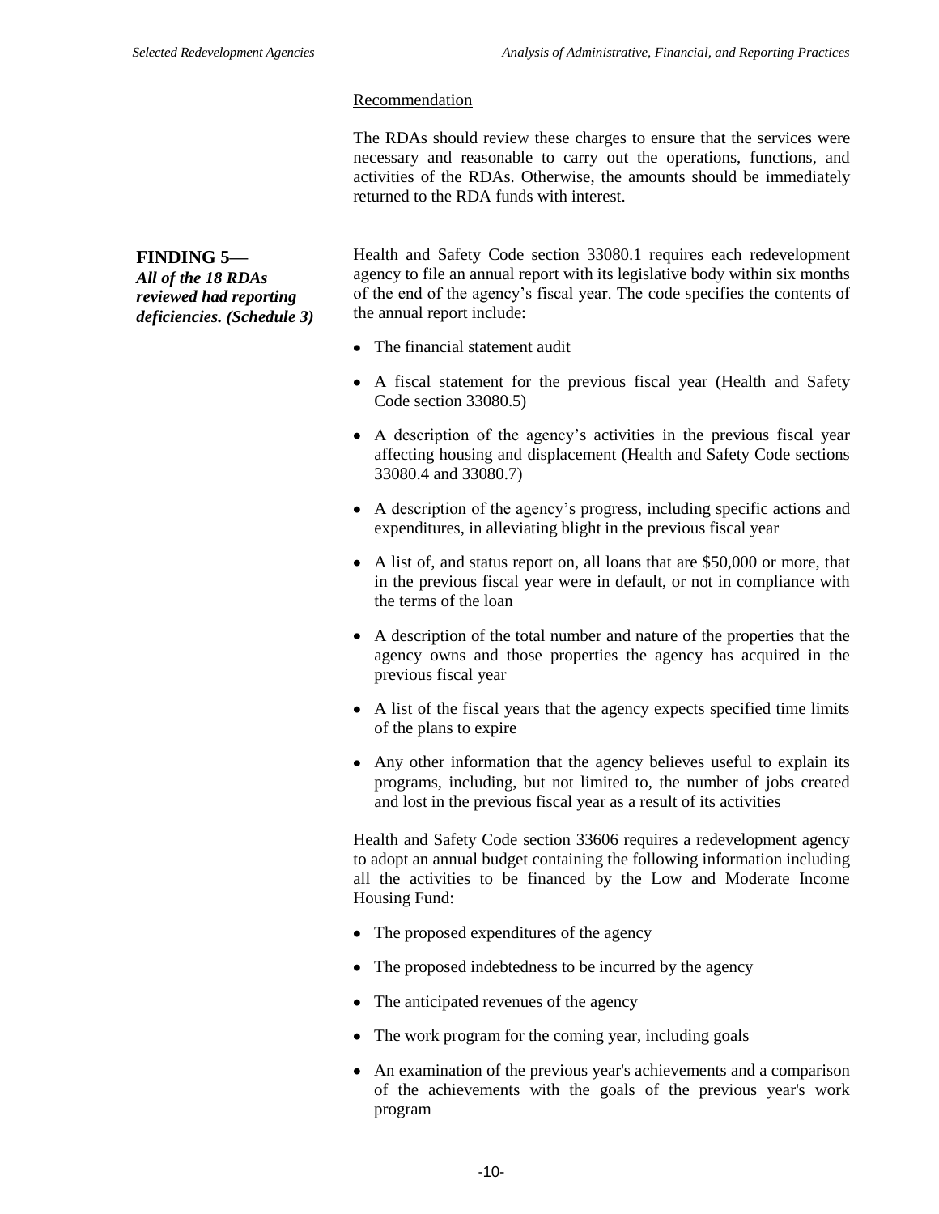Recommendation

The RDAs should review these charges to ensure that the services were necessary and reasonable to carry out the operations, functions, and activities of the RDAs. Otherwise, the amounts should be immediately returned to the RDA funds with interest.

**FINDING 5—**
***All of the 18 RDAs reviewed had reporting deficiencies. (Schedule 3)***

Health and Safety Code section 33080.1 requires each redevelopment agency to file an annual report with its legislative body within six months of the end of the agency's fiscal year. The code specifies the contents of the annual report include:

- The financial statement audit
- A fiscal statement for the previous fiscal year (Health and Safety Code section 33080.5)
- A description of the agency's activities in the previous fiscal year affecting housing and displacement (Health and Safety Code sections 33080.4 and 33080.7)
- A description of the agency's progress, including specific actions and expenditures, in alleviating blight in the previous fiscal year
- A list of, and status report on, all loans that are $50,000 or more, that in the previous fiscal year were in default, or not in compliance with the terms of the loan
- A description of the total number and nature of the properties that the agency owns and those properties the agency has acquired in the previous fiscal year
- A list of the fiscal years that the agency expects specified time limits of the plans to expire
- Any other information that the agency believes useful to explain its programs, including, but not limited to, the number of jobs created and lost in the previous fiscal year as a result of its activities

Health and Safety Code section 33606 requires a redevelopment agency to adopt an annual budget containing the following information including all the activities to be financed by the Low and Moderate Income Housing Fund:

- The proposed expenditures of the agency
- The proposed indebtedness to be incurred by the agency
- The anticipated revenues of the agency
- The work program for the coming year, including goals
- An examination of the previous year's achievements and a comparison of the achievements with the goals of the previous year's work program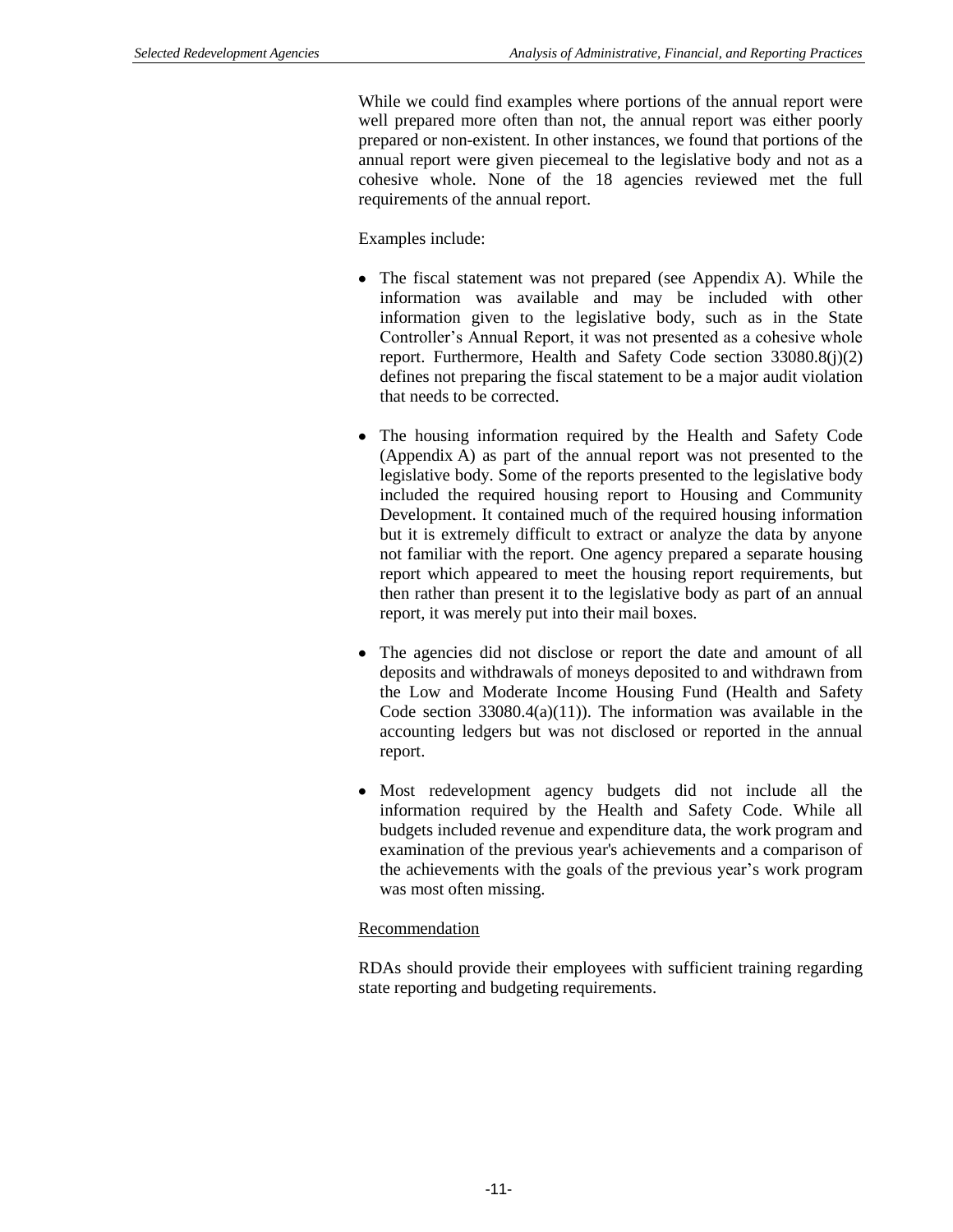While we could find examples where portions of the annual report were well prepared more often than not, the annual report was either poorly prepared or non-existent. In other instances, we found that portions of the annual report were given piecemeal to the legislative body and not as a cohesive whole. None of the 18 agencies reviewed met the full requirements of the annual report.

Examples include:

- The fiscal statement was not prepared (see Appendix A). While the information was available and may be included with other information given to the legislative body, such as in the State Controller's Annual Report, it was not presented as a cohesive whole report. Furthermore, Health and Safety Code section 33080.8(j)(2) defines not preparing the fiscal statement to be a major audit violation that needs to be corrected.

- The housing information required by the Health and Safety Code (Appendix A) as part of the annual report was not presented to the legislative body. Some of the reports presented to the legislative body included the required housing report to Housing and Community Development. It contained much of the required housing information but it is extremely difficult to extract or analyze the data by anyone not familiar with the report. One agency prepared a separate housing report which appeared to meet the housing report requirements, but then rather than present it to the legislative body as part of an annual report, it was merely put into their mail boxes.

- The agencies did not disclose or report the date and amount of all deposits and withdrawals of moneys deposited to and withdrawn from the Low and Moderate Income Housing Fund (Health and Safety Code section 33080.4(a)(11)). The information was available in the accounting ledgers but was not disclosed or reported in the annual report.

- Most redevelopment agency budgets did not include all the information required by the Health and Safety Code. While all budgets included revenue and expenditure data, the work program and examination of the previous year's achievements and a comparison of the achievements with the goals of the previous year's work program was most often missing.

<u>Recommendation</u>

RDAs should provide their employees with sufficient training regarding state reporting and budgeting requirements.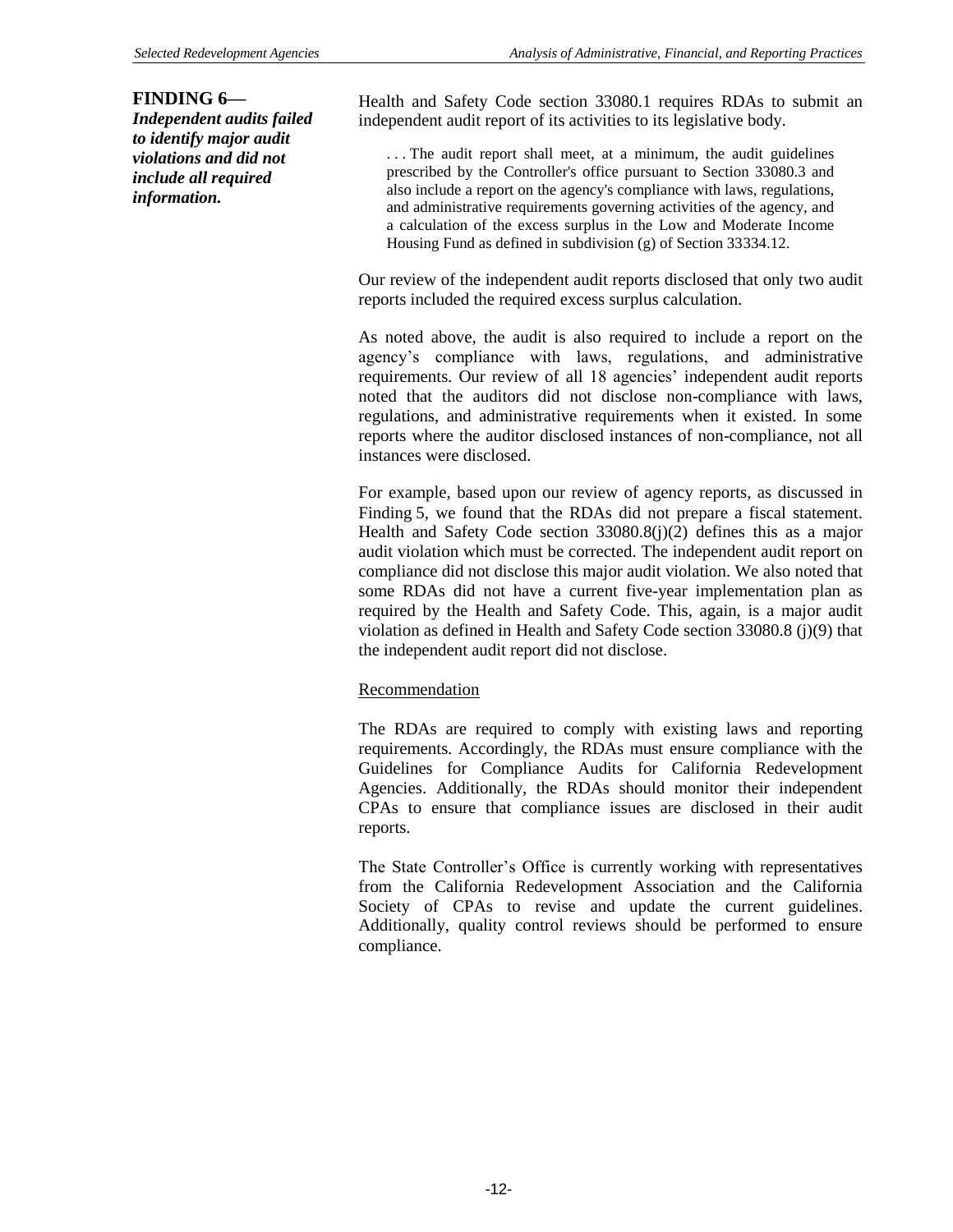## FINDING 6— *Independent audits failed to identify major audit violations and did not include all required information.*

Health and Safety Code section 33080.1 requires RDAs to submit an independent audit report of its activities to its legislative body.

> . . . The audit report shall meet, at a minimum, the audit guidelines prescribed by the Controller's office pursuant to Section 33080.3 and also include a report on the agency's compliance with laws, regulations, and administrative requirements governing activities of the agency, and a calculation of the excess surplus in the Low and Moderate Income Housing Fund as defined in subdivision (g) of Section 33334.12.

Our review of the independent audit reports disclosed that only two audit reports included the required excess surplus calculation.

As noted above, the audit is also required to include a report on the agency's compliance with laws, regulations, and administrative requirements. Our review of all 18 agencies' independent audit reports noted that the auditors did not disclose non-compliance with laws, regulations, and administrative requirements when it existed. In some reports where the auditor disclosed instances of non-compliance, not all instances were disclosed.

For example, based upon our review of agency reports, as discussed in Finding 5, we found that the RDAs did not prepare a fiscal statement. Health and Safety Code section 33080.8(j)(2) defines this as a major audit violation which must be corrected. The independent audit report on compliance did not disclose this major audit violation. We also noted that some RDAs did not have a current five-year implementation plan as required by the Health and Safety Code. This, again, is a major audit violation as defined in Health and Safety Code section 33080.8 (j)(9) that the independent audit report did not disclose.

Recommendation

The RDAs are required to comply with existing laws and reporting requirements. Accordingly, the RDAs must ensure compliance with the Guidelines for Compliance Audits for California Redevelopment Agencies. Additionally, the RDAs should monitor their independent CPAs to ensure that compliance issues are disclosed in their audit reports.

The State Controller's Office is currently working with representatives from the California Redevelopment Association and the California Society of CPAs to revise and update the current guidelines. Additionally, quality control reviews should be performed to ensure compliance.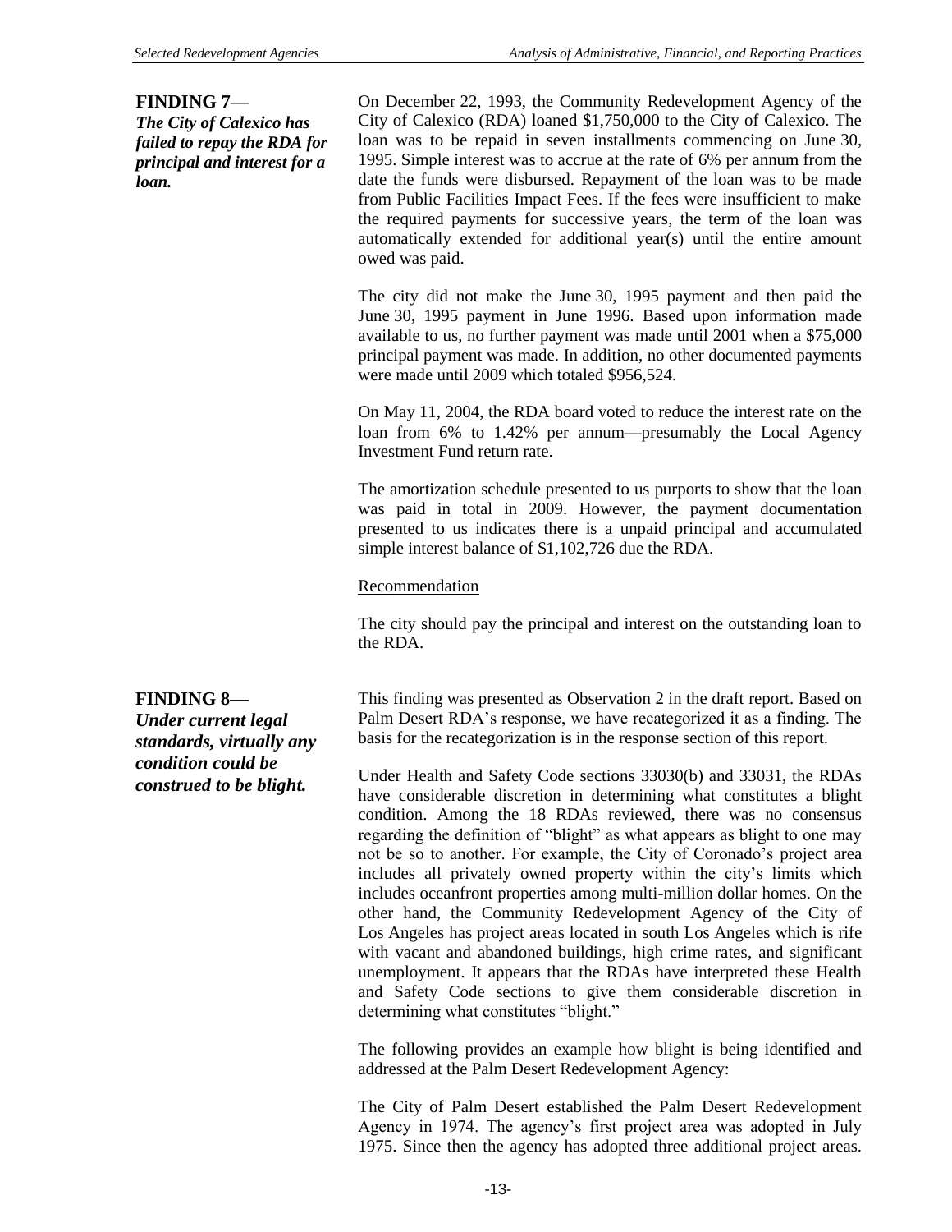**FINDING 7—**
***The City of Calexico has failed to repay the RDA for principal and interest for a loan.***

On December 22, 1993, the Community Redevelopment Agency of the City of Calexico (RDA) loaned $1,750,000 to the City of Calexico. The loan was to be repaid in seven installments commencing on June 30, 1995. Simple interest was to accrue at the rate of 6% per annum from the date the funds were disbursed. Repayment of the loan was to be made from Public Facilities Impact Fees. If the fees were insufficient to make the required payments for successive years, the term of the loan was automatically extended for additional year(s) until the entire amount owed was paid.

The city did not make the June 30, 1995 payment and then paid the June 30, 1995 payment in June 1996. Based upon information made available to us, no further payment was made until 2001 when a $75,000 principal payment was made. In addition, no other documented payments were made until 2009 which totaled $956,524.

On May 11, 2004, the RDA board voted to reduce the interest rate on the loan from 6% to 1.42% per annum—presumably the Local Agency Investment Fund return rate.

The amortization schedule presented to us purports to show that the loan was paid in total in 2009. However, the payment documentation presented to us indicates there is a unpaid principal and accumulated simple interest balance of $1,102,726 due the RDA.

Recommendation

The city should pay the principal and interest on the outstanding loan to the RDA.

**FINDING 8—**
***Under current legal standards, virtually any condition could be construed to be blight.***

This finding was presented as Observation 2 in the draft report. Based on Palm Desert RDA's response, we have recategorized it as a finding. The basis for the recategorization is in the response section of this report.

Under Health and Safety Code sections 33030(b) and 33031, the RDAs have considerable discretion in determining what constitutes a blight condition. Among the 18 RDAs reviewed, there was no consensus regarding the definition of "blight" as what appears as blight to one may not be so to another. For example, the City of Coronado's project area includes all privately owned property within the city's limits which includes oceanfront properties among multi-million dollar homes. On the other hand, the Community Redevelopment Agency of the City of Los Angeles has project areas located in south Los Angeles which is rife with vacant and abandoned buildings, high crime rates, and significant unemployment. It appears that the RDAs have interpreted these Health and Safety Code sections to give them considerable discretion in determining what constitutes "blight."

The following provides an example how blight is being identified and addressed at the Palm Desert Redevelopment Agency:

The City of Palm Desert established the Palm Desert Redevelopment Agency in 1974. The agency's first project area was adopted in July 1975. Since then the agency has adopted three additional project areas.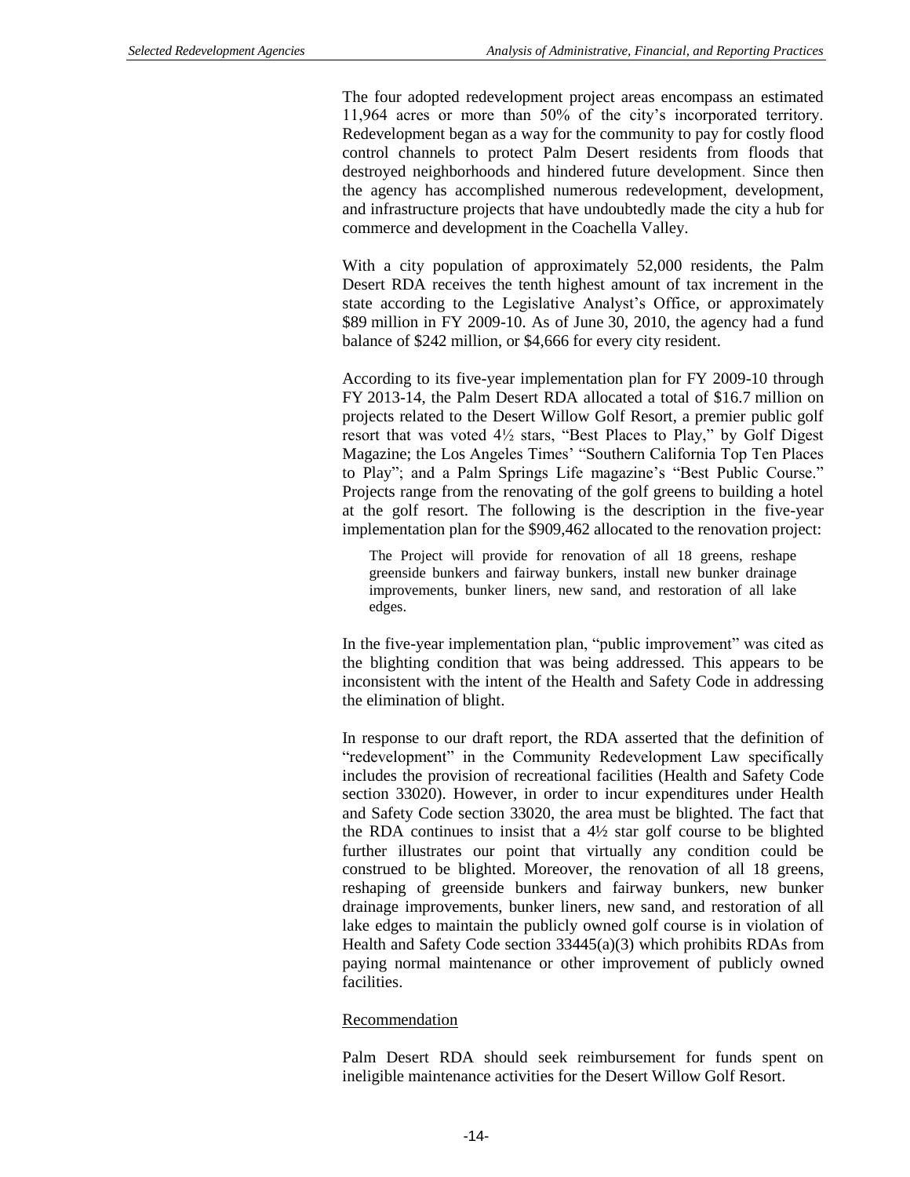The four adopted redevelopment project areas encompass an estimated 11,964 acres or more than 50% of the city's incorporated territory. Redevelopment began as a way for the community to pay for costly flood control channels to protect Palm Desert residents from floods that destroyed neighborhoods and hindered future development. Since then the agency has accomplished numerous redevelopment, development, and infrastructure projects that have undoubtedly made the city a hub for commerce and development in the Coachella Valley.

With a city population of approximately 52,000 residents, the Palm Desert RDA receives the tenth highest amount of tax increment in the state according to the Legislative Analyst's Office, or approximately \$89 million in FY 2009-10. As of June 30, 2010, the agency had a fund balance of \$242 million, or \$4,666 for every city resident.

According to its five-year implementation plan for FY 2009-10 through FY 2013-14, the Palm Desert RDA allocated a total of \$16.7 million on projects related to the Desert Willow Golf Resort, a premier public golf resort that was voted 4½ stars, "Best Places to Play," by Golf Digest Magazine; the Los Angeles Times' "Southern California Top Ten Places to Play"; and a Palm Springs Life magazine's "Best Public Course." Projects range from the renovating of the golf greens to building a hotel at the golf resort. The following is the description in the five-year implementation plan for the \$909,462 allocated to the renovation project:

> The Project will provide for renovation of all 18 greens, reshape greenside bunkers and fairway bunkers, install new bunker drainage improvements, bunker liners, new sand, and restoration of all lake edges.

In the five-year implementation plan, "public improvement" was cited as the blighting condition that was being addressed. This appears to be inconsistent with the intent of the Health and Safety Code in addressing the elimination of blight.

In response to our draft report, the RDA asserted that the definition of "redevelopment" in the Community Redevelopment Law specifically includes the provision of recreational facilities (Health and Safety Code section 33020). However, in order to incur expenditures under Health and Safety Code section 33020, the area must be blighted. The fact that the RDA continues to insist that a 4½ star golf course to be blighted further illustrates our point that virtually any condition could be construed to be blighted. Moreover, the renovation of all 18 greens, reshaping of greenside bunkers and fairway bunkers, new bunker drainage improvements, bunker liners, new sand, and restoration of all lake edges to maintain the publicly owned golf course is in violation of Health and Safety Code section 33445(a)(3) which prohibits RDAs from paying normal maintenance or other improvement of publicly owned facilities.

<u>Recommendation</u>

Palm Desert RDA should seek reimbursement for funds spent on ineligible maintenance activities for the Desert Willow Golf Resort.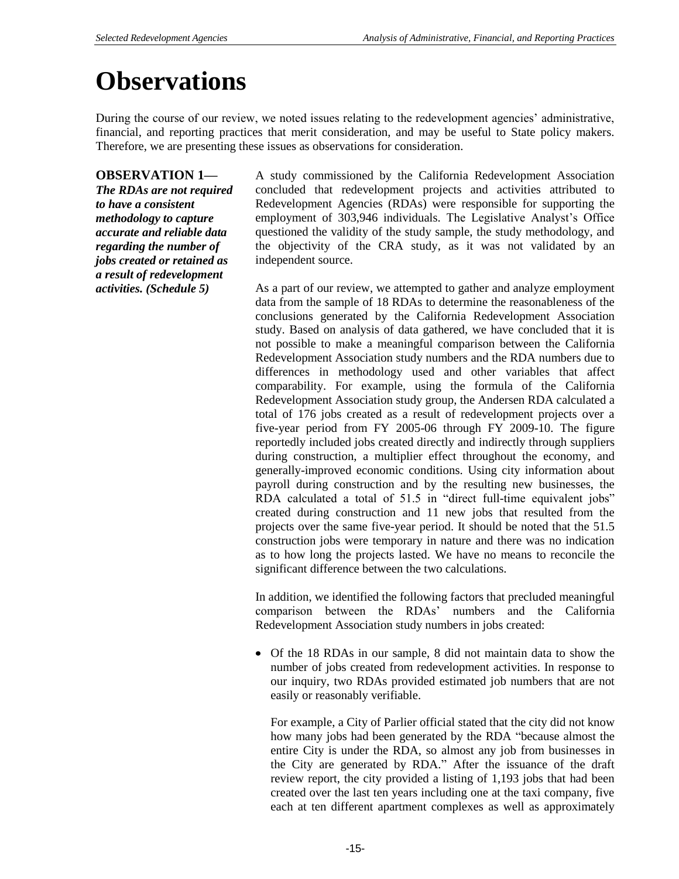# Observations

During the course of our review, we noted issues relating to the redevelopment agencies' administrative, financial, and reporting practices that merit consideration, and may be useful to State policy makers. Therefore, we are presenting these issues as observations for consideration.

**OBSERVATION 1—**
***The RDAs are not required to have a consistent methodology to capture accurate and reliable data regarding the number of jobs created or retained as a result of redevelopment activities. (Schedule 5)***

A study commissioned by the California Redevelopment Association concluded that redevelopment projects and activities attributed to Redevelopment Agencies (RDAs) were responsible for supporting the employment of 303,946 individuals. The Legislative Analyst's Office questioned the validity of the study sample, the study methodology, and the objectivity of the CRA study, as it was not validated by an independent source.

As a part of our review, we attempted to gather and analyze employment data from the sample of 18 RDAs to determine the reasonableness of the conclusions generated by the California Redevelopment Association study. Based on analysis of data gathered, we have concluded that it is not possible to make a meaningful comparison between the California Redevelopment Association study numbers and the RDA numbers due to differences in methodology used and other variables that affect comparability. For example, using the formula of the California Redevelopment Association study group, the Andersen RDA calculated a total of 176 jobs created as a result of redevelopment projects over a five-year period from FY 2005-06 through FY 2009-10. The figure reportedly included jobs created directly and indirectly through suppliers during construction, a multiplier effect throughout the economy, and generally-improved economic conditions. Using city information about payroll during construction and by the resulting new businesses, the RDA calculated a total of 51.5 in "direct full-time equivalent jobs" created during construction and 11 new jobs that resulted from the projects over the same five-year period. It should be noted that the 51.5 construction jobs were temporary in nature and there was no indication as to how long the projects lasted. We have no means to reconcile the significant difference between the two calculations.

In addition, we identified the following factors that precluded meaningful comparison between the RDAs' numbers and the California Redevelopment Association study numbers in jobs created:

- Of the 18 RDAs in our sample, 8 did not maintain data to show the number of jobs created from redevelopment activities. In response to our inquiry, two RDAs provided estimated job numbers that are not easily or reasonably verifiable.

  For example, a City of Parlier official stated that the city did not know how many jobs had been generated by the RDA "because almost the entire City is under the RDA, so almost any job from businesses in the City are generated by RDA." After the issuance of the draft review report, the city provided a listing of 1,193 jobs that had been created over the last ten years including one at the taxi company, five each at ten different apartment complexes as well as approximately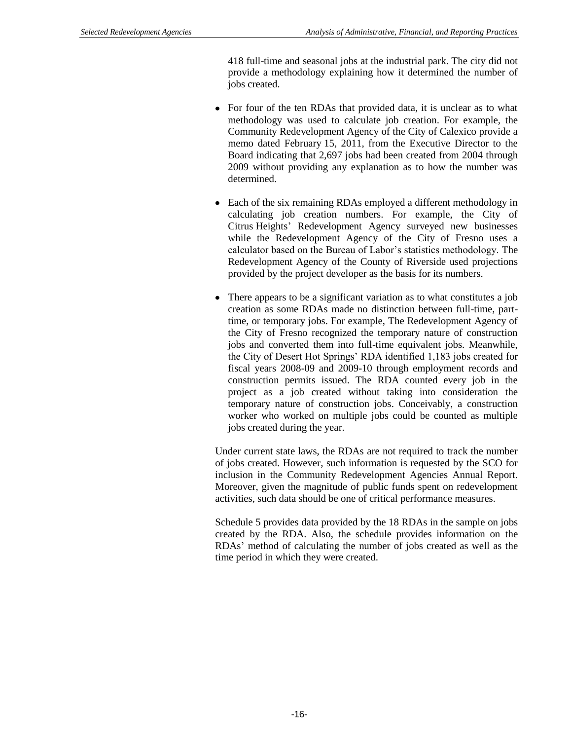418 full-time and seasonal jobs at the industrial park. The city did not provide a methodology explaining how it determined the number of jobs created.

- For four of the ten RDAs that provided data, it is unclear as to what methodology was used to calculate job creation. For example, the Community Redevelopment Agency of the City of Calexico provide a memo dated February 15, 2011, from the Executive Director to the Board indicating that 2,697 jobs had been created from 2004 through 2009 without providing any explanation as to how the number was determined.

- Each of the six remaining RDAs employed a different methodology in calculating job creation numbers. For example, the City of Citrus Heights' Redevelopment Agency surveyed new businesses while the Redevelopment Agency of the City of Fresno uses a calculator based on the Bureau of Labor's statistics methodology. The Redevelopment Agency of the County of Riverside used projections provided by the project developer as the basis for its numbers.

- There appears to be a significant variation as to what constitutes a job creation as some RDAs made no distinction between full-time, part-time, or temporary jobs. For example, The Redevelopment Agency of the City of Fresno recognized the temporary nature of construction jobs and converted them into full-time equivalent jobs. Meanwhile, the City of Desert Hot Springs' RDA identified 1,183 jobs created for fiscal years 2008-09 and 2009-10 through employment records and construction permits issued. The RDA counted every job in the project as a job created without taking into consideration the temporary nature of construction jobs. Conceivably, a construction worker who worked on multiple jobs could be counted as multiple jobs created during the year.

Under current state laws, the RDAs are not required to track the number of jobs created. However, such information is requested by the SCO for inclusion in the Community Redevelopment Agencies Annual Report. Moreover, given the magnitude of public funds spent on redevelopment activities, such data should be one of critical performance measures.

Schedule 5 provides data provided by the 18 RDAs in the sample on jobs created by the RDA. Also, the schedule provides information on the RDAs' method of calculating the number of jobs created as well as the time period in which they were created.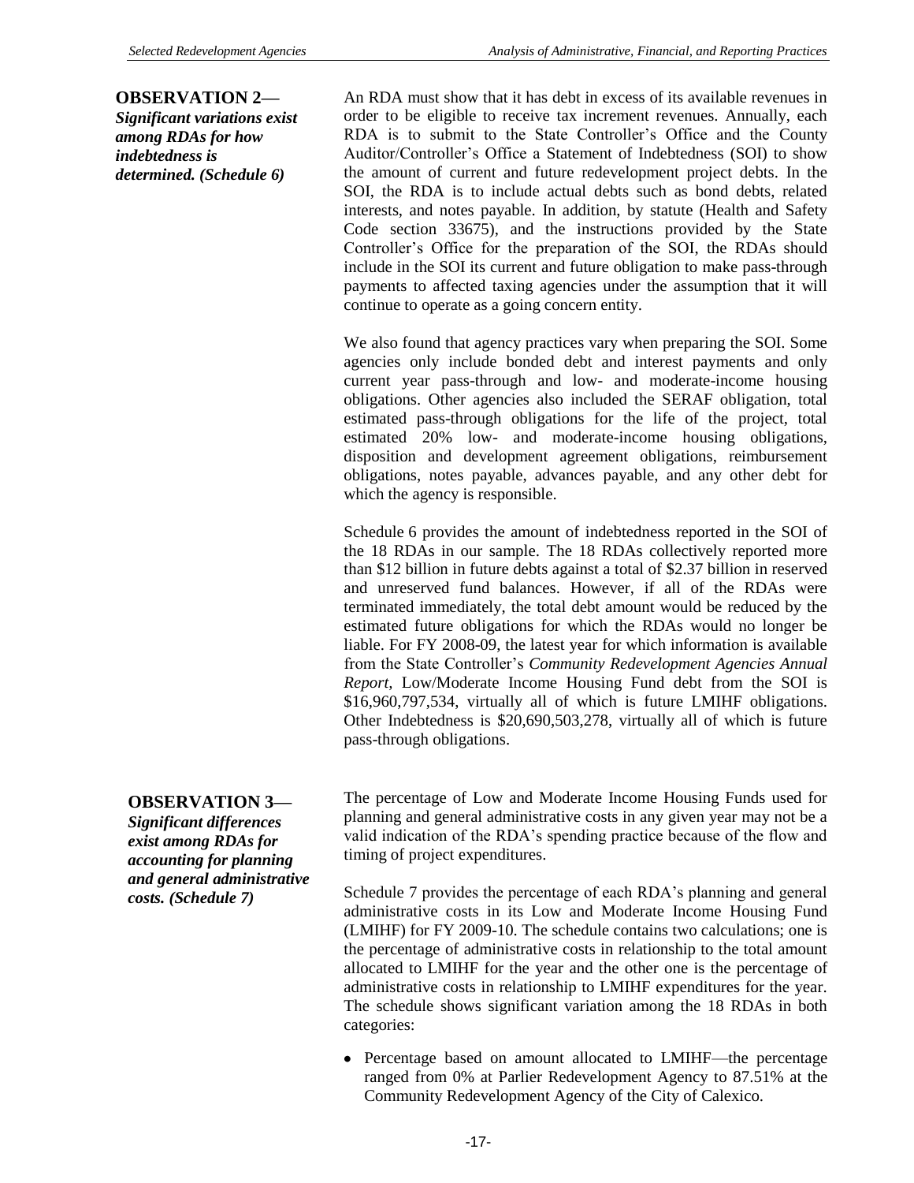**OBSERVATION 2—**
***Significant variations exist among RDAs for how indebtedness is determined. (Schedule 6)***

An RDA must show that it has debt in excess of its available revenues in order to be eligible to receive tax increment revenues. Annually, each RDA is to submit to the State Controller's Office and the County Auditor/Controller's Office a Statement of Indebtedness (SOI) to show the amount of current and future redevelopment project debts. In the SOI, the RDA is to include actual debts such as bond debts, related interests, and notes payable. In addition, by statute (Health and Safety Code section 33675), and the instructions provided by the State Controller's Office for the preparation of the SOI, the RDAs should include in the SOI its current and future obligation to make pass-through payments to affected taxing agencies under the assumption that it will continue to operate as a going concern entity.

We also found that agency practices vary when preparing the SOI. Some agencies only include bonded debt and interest payments and only current year pass-through and low- and moderate-income housing obligations. Other agencies also included the SERAF obligation, total estimated pass-through obligations for the life of the project, total estimated 20% low- and moderate-income housing obligations, disposition and development agreement obligations, reimbursement obligations, notes payable, advances payable, and any other debt for which the agency is responsible.

Schedule 6 provides the amount of indebtedness reported in the SOI of the 18 RDAs in our sample. The 18 RDAs collectively reported more than $12 billion in future debts against a total of $2.37 billion in reserved and unreserved fund balances. However, if all of the RDAs were terminated immediately, the total debt amount would be reduced by the estimated future obligations for which the RDAs would no longer be liable. For FY 2008-09, the latest year for which information is available from the State Controller's *Community Redevelopment Agencies Annual Report,* Low/Moderate Income Housing Fund debt from the SOI is $16,960,797,534, virtually all of which is future LMIHF obligations. Other Indebtedness is $20,690,503,278, virtually all of which is future pass-through obligations.

**OBSERVATION 3—**
***Significant differences exist among RDAs for accounting for planning and general administrative costs. (Schedule 7)***

The percentage of Low and Moderate Income Housing Funds used for planning and general administrative costs in any given year may not be a valid indication of the RDA's spending practice because of the flow and timing of project expenditures.

Schedule 7 provides the percentage of each RDA's planning and general administrative costs in its Low and Moderate Income Housing Fund (LMIHF) for FY 2009-10. The schedule contains two calculations; one is the percentage of administrative costs in relationship to the total amount allocated to LMIHF for the year and the other one is the percentage of administrative costs in relationship to LMIHF expenditures for the year. The schedule shows significant variation among the 18 RDAs in both categories:

- Percentage based on amount allocated to LMIHF—the percentage ranged from 0% at Parlier Redevelopment Agency to 87.51% at the Community Redevelopment Agency of the City of Calexico.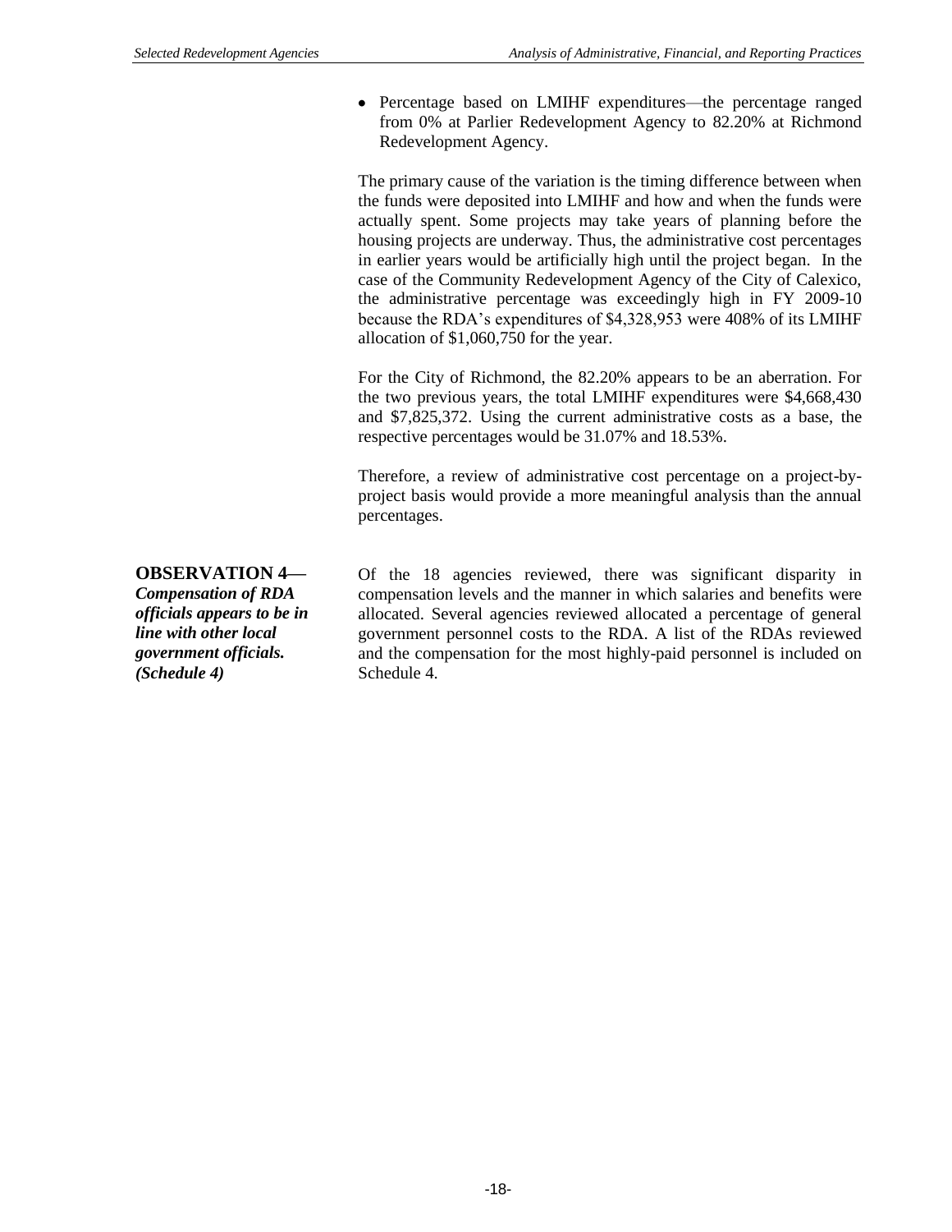- Percentage based on LMIHF expenditures—the percentage ranged from 0% at Parlier Redevelopment Agency to 82.20% at Richmond Redevelopment Agency.

The primary cause of the variation is the timing difference between when the funds were deposited into LMIHF and how and when the funds were actually spent. Some projects may take years of planning before the housing projects are underway. Thus, the administrative cost percentages in earlier years would be artificially high until the project began. In the case of the Community Redevelopment Agency of the City of Calexico, the administrative percentage was exceedingly high in FY 2009-10 because the RDA's expenditures of $4,328,953 were 408% of its LMIHF allocation of $1,060,750 for the year.

For the City of Richmond, the 82.20% appears to be an aberration. For the two previous years, the total LMIHF expenditures were $4,668,430 and $7,825,372. Using the current administrative costs as a base, the respective percentages would be 31.07% and 18.53%.

Therefore, a review of administrative cost percentage on a project-by-project basis would provide a more meaningful analysis than the annual percentages.

**OBSERVATION 4—** ***Compensation of RDA officials appears to be in line with other local government officials. (Schedule 4)***

Of the 18 agencies reviewed, there was significant disparity in compensation levels and the manner in which salaries and benefits were allocated. Several agencies reviewed allocated a percentage of general government personnel costs to the RDA. A list of the RDAs reviewed and the compensation for the most highly-paid personnel is included on Schedule 4.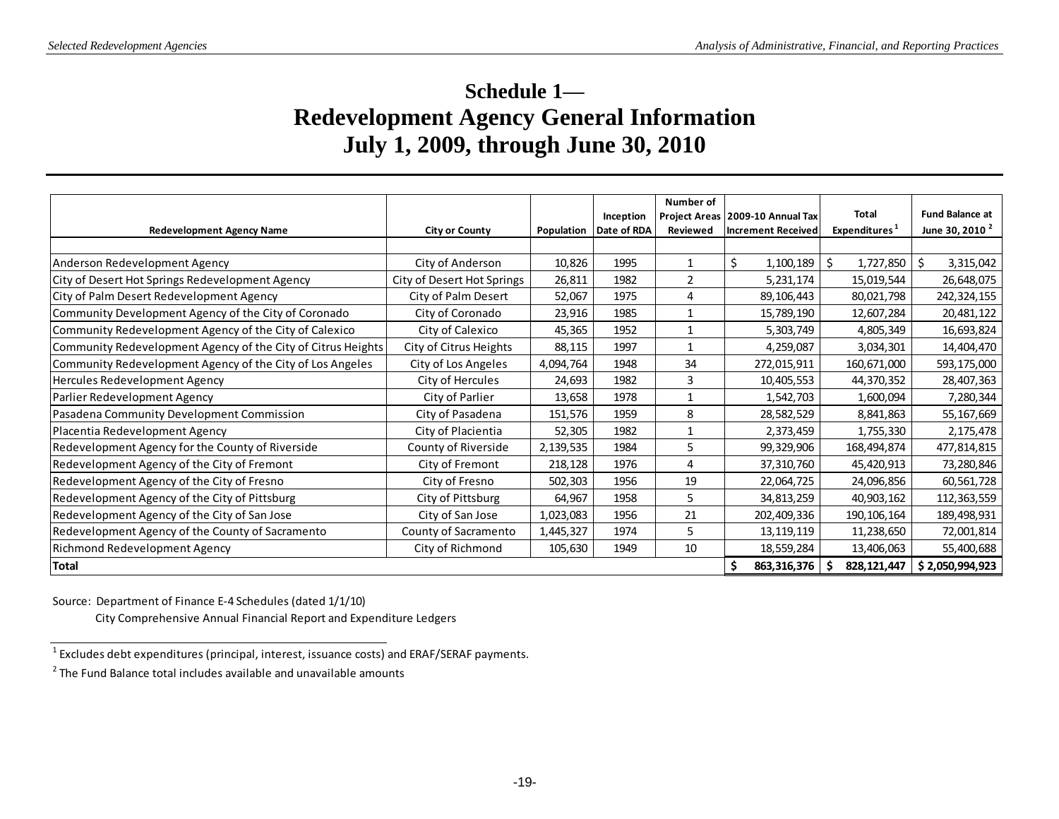# Schedule 1—
# Redevelopment Agency General Information
# July 1, 2009, through June 30, 2010

| Redevelopment Agency Name | City or County | Population | Inception Date of RDA | Number of Project Areas Reviewed | 2009-10 Annual Tax Increment Received | Total Expenditures [1] | Fund Balance at June 30, 2010 [2] |
|---|---|---|---|---|---|---|---|
| Anderson Redevelopment Agency | City of Anderson | 10,826 | 1995 | 1 | $ 1,100,189 | $ 1,727,850 | $ 3,315,042 |
| City of Desert Hot Springs Redevelopment Agency | City of Desert Hot Springs | 26,811 | 1982 | 2 | 5,231,174 | 15,019,544 | 26,648,075 |
| City of Palm Desert Redevelopment Agency | City of Palm Desert | 52,067 | 1975 | 4 | 89,106,443 | 80,021,798 | 242,324,155 |
| Community Development Agency of the City of Coronado | City of Coronado | 23,916 | 1985 | 1 | 15,789,190 | 12,607,284 | 20,481,122 |
| Community Redevelopment Agency of the City of Calexico | City of Calexico | 45,365 | 1952 | 1 | 5,303,749 | 4,805,349 | 16,693,824 |
| Community Redevelopment Agency of the City of Citrus Heights | City of Citrus Heights | 88,115 | 1997 | 1 | 4,259,087 | 3,034,301 | 14,404,470 |
| Community Redevelopment Agency of the City of Los Angeles | City of Los Angeles | 4,094,764 | 1948 | 34 | 272,015,911 | 160,671,000 | 593,175,000 |
| Hercules Redevelopment Agency | City of Hercules | 24,693 | 1982 | 3 | 10,405,553 | 44,370,352 | 28,407,363 |
| Parlier Redevelopment Agency | City of Parlier | 13,658 | 1978 | 1 | 1,542,703 | 1,600,094 | 7,280,344 |
| Pasadena Community Development Commission | City of Pasadena | 151,576 | 1959 | 8 | 28,582,529 | 8,841,863 | 55,167,669 |
| Placentia Redevelopment Agency | City of Placientia | 52,305 | 1982 | 1 | 2,373,459 | 1,755,330 | 2,175,478 |
| Redevelopment Agency for the County of Riverside | County of Riverside | 2,139,535 | 1984 | 5 | 99,329,906 | 168,494,874 | 477,814,815 |
| Redevelopment Agency of the City of Fremont | City of Fremont | 218,128 | 1976 | 4 | 37,310,760 | 45,420,913 | 73,280,846 |
| Redevelopment Agency of the City of Fresno | City of Fresno | 502,303 | 1956 | 19 | 22,064,725 | 24,096,856 | 60,561,728 |
| Redevelopment Agency of the City of Pittsburg | City of Pittsburg | 64,967 | 1958 | 5 | 34,813,259 | 40,903,162 | 112,363,559 |
| Redevelopment Agency of the City of San Jose | City of San Jose | 1,023,083 | 1956 | 21 | 202,409,336 | 190,106,164 | 189,498,931 |
| Redevelopment Agency of the County of Sacramento | County of Sacramento | 1,445,327 | 1974 | 5 | 13,119,119 | 11,238,650 | 72,001,814 |
| Richmond Redevelopment Agency | City of Richmond | 105,630 | 1949 | 10 | 18,559,284 | 13,406,063 | 55,400,688 |
| **Total** | | | | | **$ 863,316,376** | **$ 828,121,447** | **$ 2,050,994,923** |

Source: Department of Finance E-4 Schedules (dated 1/1/10)
City Comprehensive Annual Financial Report and Expenditure Ledgers

[1] Excludes debt expenditures (principal, interest, issuance costs) and ERAF/SERAF payments.

[2] The Fund Balance total includes available and unavailable amounts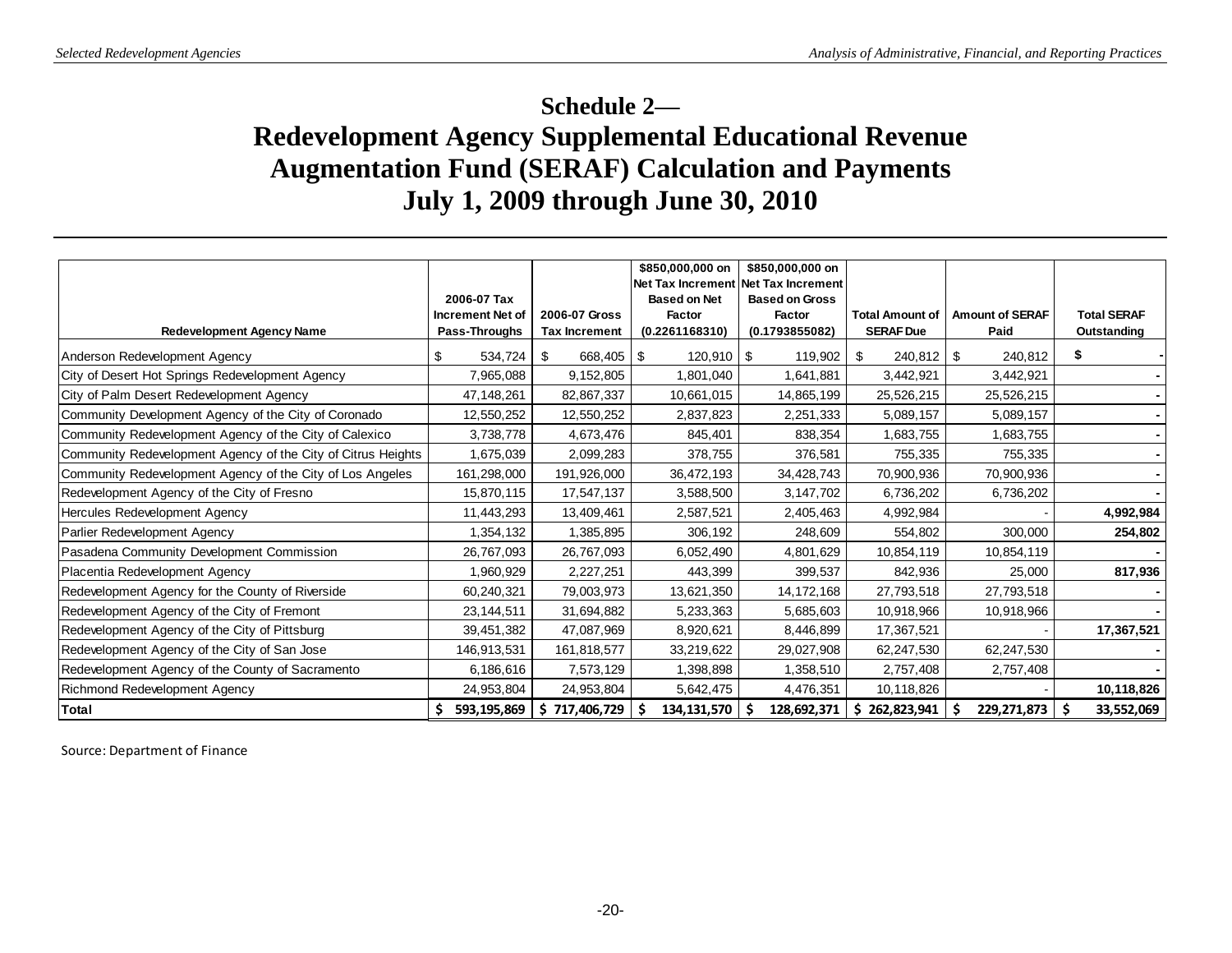# Schedule 2—
# Redevelopment Agency Supplemental Educational Revenue Augmentation Fund (SERAF) Calculation and Payments
# July 1, 2009 through June 30, 2010

| Redevelopment Agency Name | 2006-07 Tax Increment Net of Pass-Throughs | 2006-07 Gross Tax Increment | \$850,000,000 on Net Tax Increment Based on Net Factor (0.2261168310) | \$850,000,000 on Net Tax Increment Based on Gross Factor (0.1793855082) | Total Amount of SERAF Due | Amount of SERAF Paid | Total SERAF Outstanding |
|---|---|---|---|---|---|---|---|
| Anderson Redevelopment Agency | \$ 534,724 | \$ 668,405 | \$ 120,910 | \$ 119,902 | \$ 240,812 | \$ 240,812 | \$ - |
| City of Desert Hot Springs Redevelopment Agency | 7,965,088 | 9,152,805 | 1,801,040 | 1,641,881 | 3,442,921 | 3,442,921 | - |
| City of Palm Desert Redevelopment Agency | 47,148,261 | 82,867,337 | 10,661,015 | 14,865,199 | 25,526,215 | 25,526,215 | - |
| Community Development Agency of the City of Coronado | 12,550,252 | 12,550,252 | 2,837,823 | 2,251,333 | 5,089,157 | 5,089,157 | - |
| Community Redevelopment Agency of the City of Calexico | 3,738,778 | 4,673,476 | 845,401 | 838,354 | 1,683,755 | 1,683,755 | - |
| Community Redevelopment Agency of the City of Citrus Heights | 1,675,039 | 2,099,283 | 378,755 | 376,581 | 755,335 | 755,335 | - |
| Community Redevelopment Agency of the City of Los Angeles | 161,298,000 | 191,926,000 | 36,472,193 | 34,428,743 | 70,900,936 | 70,900,936 | - |
| Redevelopment Agency of the City of Fresno | 15,870,115 | 17,547,137 | 3,588,500 | 3,147,702 | 6,736,202 | 6,736,202 | - |
| Hercules Redevelopment Agency | 11,443,293 | 13,409,461 | 2,587,521 | 2,405,463 | 4,992,984 | - | **4,992,984** |
| Parlier Redevelopment Agency | 1,354,132 | 1,385,895 | 306,192 | 248,609 | 554,802 | 300,000 | **254,802** |
| Pasadena Community Development Commission | 26,767,093 | 26,767,093 | 6,052,490 | 4,801,629 | 10,854,119 | 10,854,119 | - |
| Placentia Redevelopment Agency | 1,960,929 | 2,227,251 | 443,399 | 399,537 | 842,936 | 25,000 | **817,936** |
| Redevelopment Agency for the County of Riverside | 60,240,321 | 79,003,973 | 13,621,350 | 14,172,168 | 27,793,518 | 27,793,518 | - |
| Redevelopment Agency of the City of Fremont | 23,144,511 | 31,694,882 | 5,233,363 | 5,685,603 | 10,918,966 | 10,918,966 | - |
| Redevelopment Agency of the City of Pittsburg | 39,451,382 | 47,087,969 | 8,920,621 | 8,446,899 | 17,367,521 | - | **17,367,521** |
| Redevelopment Agency of the City of San Jose | 146,913,531 | 161,818,577 | 33,219,622 | 29,027,908 | 62,247,530 | 62,247,530 | - |
| Redevelopment Agency of the County of Sacramento | 6,186,616 | 7,573,129 | 1,398,898 | 1,358,510 | 2,757,408 | 2,757,408 | - |
| Richmond Redevelopment Agency | 24,953,804 | 24,953,804 | 5,642,475 | 4,476,351 | 10,118,826 | - | **10,118,826** |
| **Total** | **\$ 593,195,869** | **\$ 717,406,729** | **\$ 134,131,570** | **\$ 128,692,371** | **\$ 262,823,941** | **\$ 229,271,873** | **\$ 33,552,069** |

Source: Department of Finance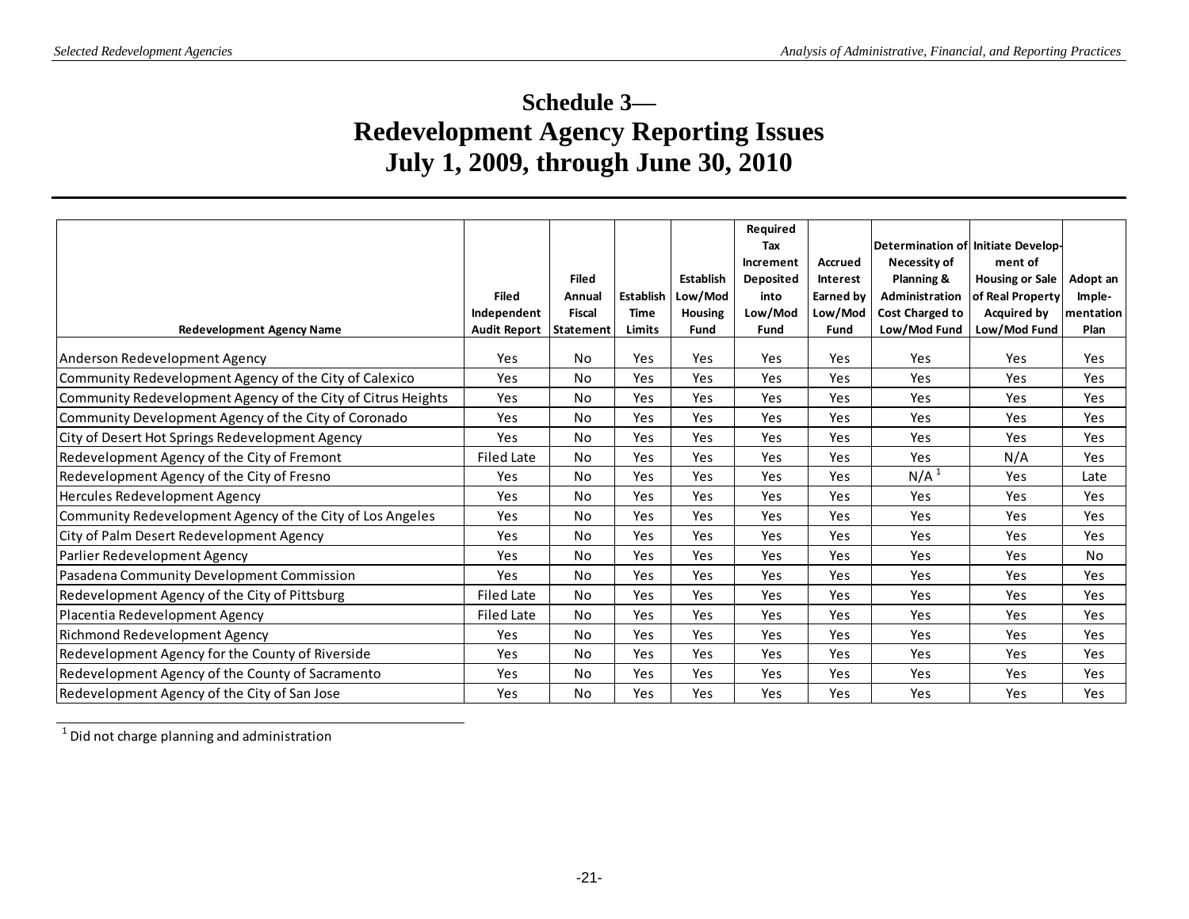# Schedule 3—
# Redevelopment Agency Reporting Issues
# July 1, 2009, through June 30, 2010

| Redevelopment Agency Name | Filed Independent Audit Report | Filed Annual Fiscal Statement | Establish Time Limits | Establish Low/Mod Housing Fund | Required Tax Increment Deposited into Low/Mod Fund | Accrued Interest Earned by Low/Mod Fund | Determination of Necessity of Planning & Administration Cost Charged to Low/Mod Fund | Initiate Development of Housing or Sale of Real Property Acquired by Low/Mod Fund | Adopt an Implementation Plan |
|---|---|---|---|---|---|---|---|---|---|
| Anderson Redevelopment Agency | Yes | No | Yes | Yes | Yes | Yes | Yes | Yes | Yes |
| Community Redevelopment Agency of the City of Calexico | Yes | No | Yes | Yes | Yes | Yes | Yes | Yes | Yes |
| Community Redevelopment Agency of the City of Citrus Heights | Yes | No | Yes | Yes | Yes | Yes | Yes | Yes | Yes |
| Community Development Agency of the City of Coronado | Yes | No | Yes | Yes | Yes | Yes | Yes | Yes | Yes |
| City of Desert Hot Springs Redevelopment Agency | Yes | No | Yes | Yes | Yes | Yes | Yes | Yes | Yes |
| Redevelopment Agency of the City of Fremont | Filed Late | No | Yes | Yes | Yes | Yes | Yes | N/A | Yes |
| Redevelopment Agency of the City of Fresno | Yes | No | Yes | Yes | Yes | Yes | N/A [1] | Yes | Late |
| Hercules Redevelopment Agency | Yes | No | Yes | Yes | Yes | Yes | Yes | Yes | Yes |
| Community Redevelopment Agency of the City of Los Angeles | Yes | No | Yes | Yes | Yes | Yes | Yes | Yes | Yes |
| City of Palm Desert Redevelopment Agency | Yes | No | Yes | Yes | Yes | Yes | Yes | Yes | Yes |
| Parlier Redevelopment Agency | Yes | No | Yes | Yes | Yes | Yes | Yes | Yes | No |
| Pasadena Community Development Commission | Yes | No | Yes | Yes | Yes | Yes | Yes | Yes | Yes |
| Redevelopment Agency of the City of Pittsburg | Filed Late | No | Yes | Yes | Yes | Yes | Yes | Yes | Yes |
| Placentia Redevelopment Agency | Filed Late | No | Yes | Yes | Yes | Yes | Yes | Yes | Yes |
| Richmond Redevelopment Agency | Yes | No | Yes | Yes | Yes | Yes | Yes | Yes | Yes |
| Redevelopment Agency for the County of Riverside | Yes | No | Yes | Yes | Yes | Yes | Yes | Yes | Yes |
| Redevelopment Agency of the County of Sacramento | Yes | No | Yes | Yes | Yes | Yes | Yes | Yes | Yes |
| Redevelopment Agency of the City of San Jose | Yes | No | Yes | Yes | Yes | Yes | Yes | Yes | Yes |

[1] Did not charge planning and administration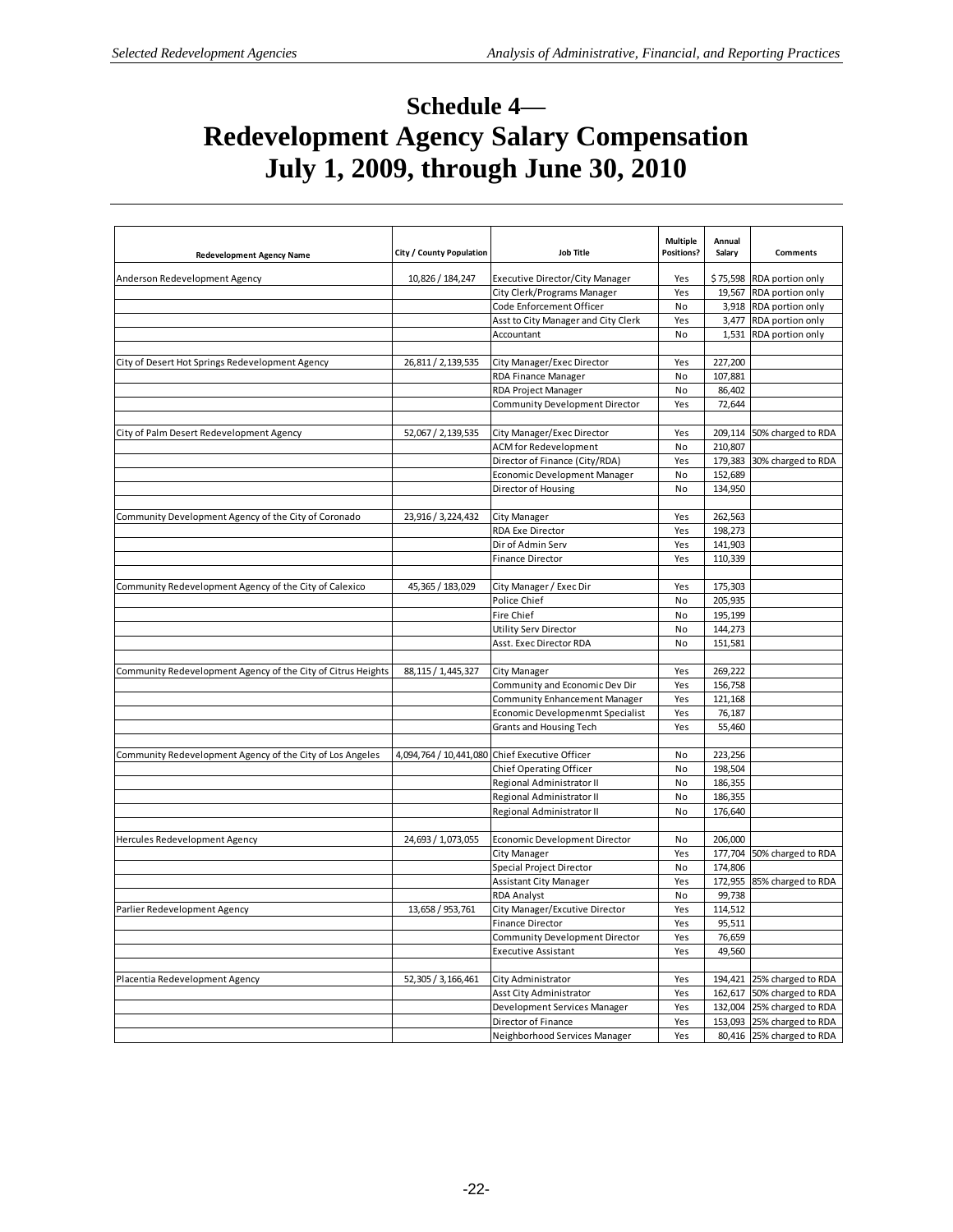# Schedule 4— Redevelopment Agency Salary Compensation July 1, 2009, through June 30, 2010

| Redevelopment Agency Name | City / County Population | Job Title | Multiple Positions? | Annual Salary | Comments |
|---|---|---|---|---|---|
| Anderson Redevelopment Agency | 10,826 / 184,247 | Executive Director/City Manager | Yes | $ 75,598 | RDA portion only |
| | | City Clerk/Programs Manager | Yes | 19,567 | RDA portion only |
| | | Code Enforcement Officer | No | 3,918 | RDA portion only |
| | | Asst to City Manager and City Clerk | Yes | 3,477 | RDA portion only |
| | | Accountant | No | 1,531 | RDA portion only |
| | | | | | |
| City of Desert Hot Springs Redevelopment Agency | 26,811 / 2,139,535 | City Manager/Exec Director | Yes | 227,200 | |
| | | RDA Finance Manager | No | 107,881 | |
| | | RDA Project Manager | No | 86,402 | |
| | | Community Development Director | Yes | 72,644 | |
| | | | | | |
| City of Palm Desert Redevelopment Agency | 52,067 / 2,139,535 | City Manager/Exec Director | Yes | 209,114 | 50% charged to RDA |
| | | ACM for Redevelopment | No | 210,807 | |
| | | Director of Finance (City/RDA) | Yes | 179,383 | 30% charged to RDA |
| | | Economic Development Manager | No | 152,689 | |
| | | Director of Housing | No | 134,950 | |
| | | | | | |
| Community Development Agency of the City of Coronado | 23,916 / 3,224,432 | City Manager | Yes | 262,563 | |
| | | RDA Exe Director | Yes | 198,273 | |
| | | Dir of Admin Serv | Yes | 141,903 | |
| | | Finance Director | Yes | 110,339 | |
| | | | | | |
| Community Redevelopment Agency of the City of Calexico | 45,365 / 183,029 | City Manager / Exec Dir | Yes | 175,303 | |
| | | Police Chief | No | 205,935 | |
| | | Fire Chief | No | 195,199 | |
| | | Utility Serv Director | No | 144,273 | |
| | | Asst. Exec Director RDA | No | 151,581 | |
| | | | | | |
| Community Redevelopment Agency of the City of Citrus Heights | 88,115 / 1,445,327 | City Manager | Yes | 269,222 | |
| | | Community and Economic Dev Dir | Yes | 156,758 | |
| | | Community Enhancement Manager | Yes | 121,168 | |
| | | Economic Developmenmt Specialist | Yes | 76,187 | |
| | | Grants and Housing Tech | Yes | 55,460 | |
| | | | | | |
| Community Redevelopment Agency of the City of Los Angeles | 4,094,764 / 10,441,080 | Chief Executive Officer | No | 223,256 | |
| | | Chief Operating Officer | No | 198,504 | |
| | | Regional Administrator II | No | 186,355 | |
| | | Regional Administrator II | No | 186,355 | |
| | | Regional Administrator II | No | 176,640 | |
| | | | | | |
| Hercules Redevelopment Agency | 24,693 / 1,073,055 | Economic Development Director | No | 206,000 | |
| | | City Manager | Yes | 177,704 | 50% charged to RDA |
| | | Special Project Director | No | 174,806 | |
| | | Assistant City Manager | Yes | 172,955 | 85% charged to RDA |
| | | RDA Analyst | No | 99,738 | |
| Parlier Redevelopment Agency | 13,658 / 953,761 | City Manager/Excutive Director | Yes | 114,512 | |
| | | Finance Director | Yes | 95,511 | |
| | | Community Development Director | Yes | 76,659 | |
| | | Executive Assistant | Yes | 49,560 | |
| | | | | | |
| Placentia Redevelopment Agency | 52,305 / 3,166,461 | City Administrator | Yes | 194,421 | 25% charged to RDA |
| | | Asst City Administrator | Yes | 162,617 | 50% charged to RDA |
| | | Development Services Manager | Yes | 132,004 | 25% charged to RDA |
| | | Director of Finance | Yes | 153,093 | 25% charged to RDA |
| | | Neighborhood Services Manager | Yes | 80,416 | 25% charged to RDA |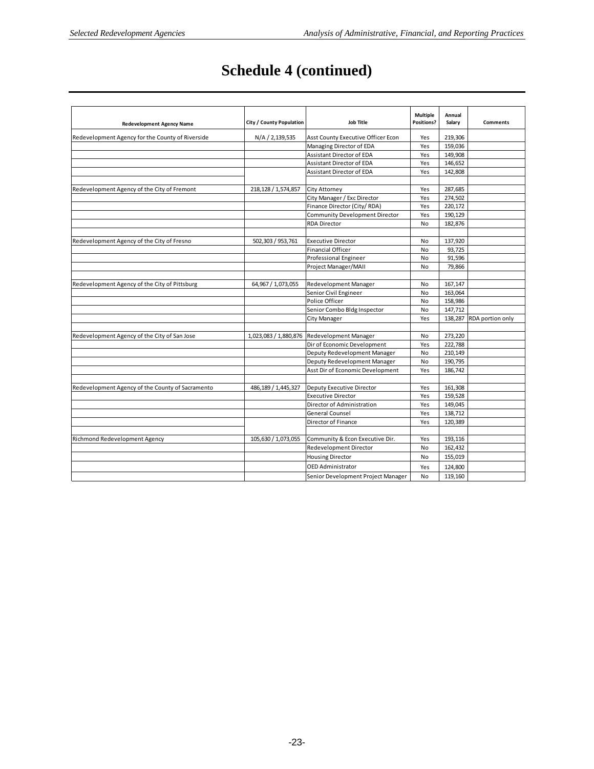# Schedule 4 (continued)

| Redevelopment Agency Name | City / County Population | Job Title | Multiple Positions? | Annual Salary | Comments |
|---|---|---|---|---|---|
| Redevelopment Agency for the County of Riverside | N/A / 2,139,535 | Asst County Executive Officer Econ | Yes | 219,306 | |
| | | Managing Director of EDA | Yes | 159,036 | |
| | | Assistant Director of EDA | Yes | 149,908 | |
| | | Assistant Director of EDA | Yes | 146,652 | |
| | | Assistant Director of EDA | Yes | 142,808 | |
| | | | | | |
| Redevelopment Agency of the City of Fremont | 218,128 / 1,574,857 | City Attorney | Yes | 287,685 | |
| | | City Manager / Exc Director | Yes | 274,502 | |
| | | Finance Director (City/ RDA) | Yes | 220,172 | |
| | | Community Development Director | Yes | 190,129 | |
| | | RDA Director | No | 182,876 | |
| | | | | | |
| Redevelopment Agency of the City of Fresno | 502,303 / 953,761 | Executive Director | No | 137,920 | |
| | | Financial Officer | No | 93,725 | |
| | | Professional Engineer | No | 91,596 | |
| | | Project Manager/MAII | No | 79,866 | |
| | | | | | |
| Redevelopment Agency of the City of Pittsburg | 64,967 / 1,073,055 | Redevelopment Manager | No | 167,147 | |
| | | Senior Civil Engineer | No | 163,064 | |
| | | Police Officer | No | 158,986 | |
| | | Senior Combo Bldg Inspector | No | 147,712 | |
| | | City Manager | Yes | 138,287 | RDA portion only |
| | | | | | |
| Redevelopment Agency of the City of San Jose | 1,023,083 / 1,880,876 | Redevelopment Manager | No | 273,220 | |
| | | Dir of Economic Development | Yes | 222,788 | |
| | | Deputy Redevelopment Manager | No | 210,149 | |
| | | Deputy Redevelopment Manager | No | 190,795 | |
| | | Asst Dir of Economic Development | Yes | 186,742 | |
| | | | | | |
| Redevelopment Agency of the County of Sacramento | 486,189 / 1,445,327 | Deputy Executive Director | Yes | 161,308 | |
| | | Executive Director | Yes | 159,528 | |
| | | Director of Administration | Yes | 149,045 | |
| | | General Counsel | Yes | 138,712 | |
| | | Director of Finance | Yes | 120,389 | |
| | | | | | |
| Richmond Redevelopment Agency | 105,630 / 1,073,055 | Community & Econ Executive Dir. | Yes | 193,116 | |
| | | Redevelopment Director | No | 162,432 | |
| | | Housing Director | No | 155,019 | |
| | | OED Administrator | Yes | 124,800 | |
| | | Senior Development Project Manager | No | 119,160 | |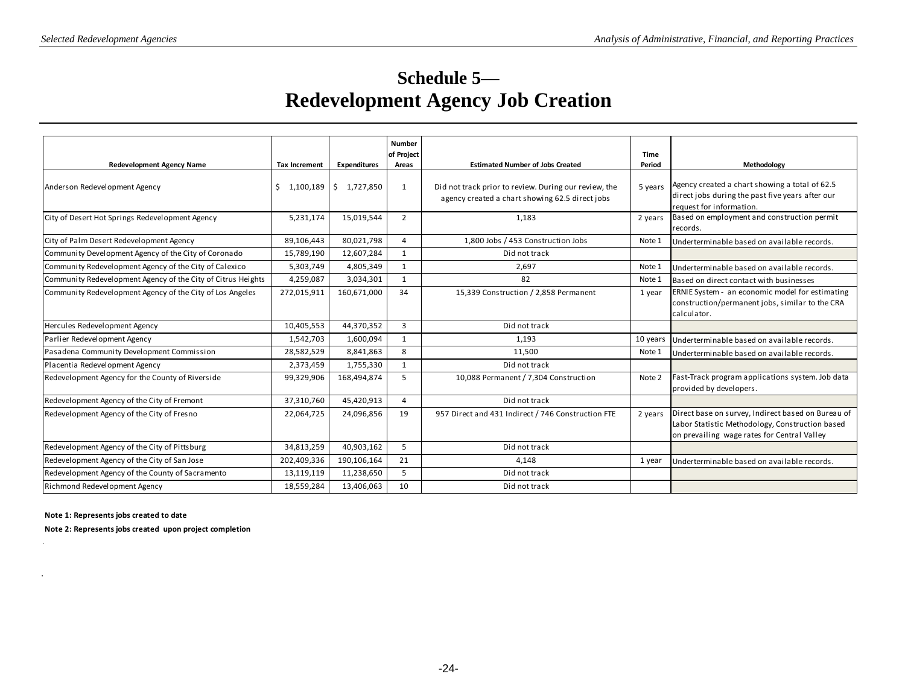# Schedule 5—
# Redevelopment Agency Job Creation

| Redevelopment Agency Name | Tax Increment | Expenditures | Number of Project Areas | Estimated Number of Jobs Created | Time Period | Methodology |
|---|---|---|---|---|---|---|
| Anderson Redevelopment Agency | $ 1,100,189 | $ 1,727,850 | 1 | Did not track prior to review. During our review, the agency created a chart showing 62.5 direct jobs | 5 years | Agency created a chart showing a total of 62.5 direct jobs during the past five years after our request for information. |
| City of Desert Hot Springs Redevelopment Agency | 5,231,174 | 15,019,544 | 2 | 1,183 | 2 years | Based on employment and construction permit records. |
| City of Palm Desert Redevelopment Agency | 89,106,443 | 80,021,798 | 4 | 1,800 Jobs / 453 Construction Jobs | Note 1 | Underterminable based on available records. |
| Community Development Agency of the City of Coronado | 15,789,190 | 12,607,284 | 1 | Did not track | | |
| Community Redevelopment Agency of the City of Calexico | 5,303,749 | 4,805,349 | 1 | 2,697 | Note 1 | Underterminable based on available records. |
| Community Redevelopment Agency of the City of Citrus Heights | 4,259,087 | 3,034,301 | 1 | 82 | Note 1 | Based on direct contact with businesses |
| Community Redevelopment Agency of the City of Los Angeles | 272,015,911 | 160,671,000 | 34 | 15,339 Construction / 2,858 Permanent | 1 year | ERNIE System - an economic model for estimating construction/permanent jobs, similar to the CRA calculator. |
| Hercules Redevelopment Agency | 10,405,553 | 44,370,352 | 3 | Did not track | | |
| Parlier Redevelopment Agency | 1,542,703 | 1,600,094 | 1 | 1,193 | 10 years | Underterminable based on available records. |
| Pasadena Community Development Commission | 28,582,529 | 8,841,863 | 8 | 11,500 | Note 1 | Underterminable based on available records. |
| Placentia Redevelopment Agency | 2,373,459 | 1,755,330 | 1 | Did not track | | |
| Redevelopment Agency for the County of Riverside | 99,329,906 | 168,494,874 | 5 | 10,088 Permanent / 7,304 Construction | Note 2 | Fast-Track program applications system. Job data provided by developers. |
| Redevelopment Agency of the City of Fremont | 37,310,760 | 45,420,913 | 4 | Did not track | | |
| Redevelopment Agency of the City of Fresno | 22,064,725 | 24,096,856 | 19 | 957 Direct and 431 Indirect / 746 Construction FTE | 2 years | Direct base on survey, Indirect based on Bureau of Labor Statistic Methodology, Construction based on prevailing wage rates for Central Valley |
| Redevelopment Agency of the City of Pittsburg | 34,813,259 | 40,903,162 | 5 | Did not track | | |
| Redevelopment Agency of the City of San Jose | 202,409,336 | 190,106,164 | 21 | 4,148 | 1 year | Underterminable based on available records. |
| Redevelopment Agency of the County of Sacramento | 13,119,119 | 11,238,650 | 5 | Did not track | | |
| Richmond Redevelopment Agency | 18,559,284 | 13,406,063 | 10 | Did not track | | |

**Note 1: Represents jobs created to date**

**Note 2: Represents jobs created upon project completion**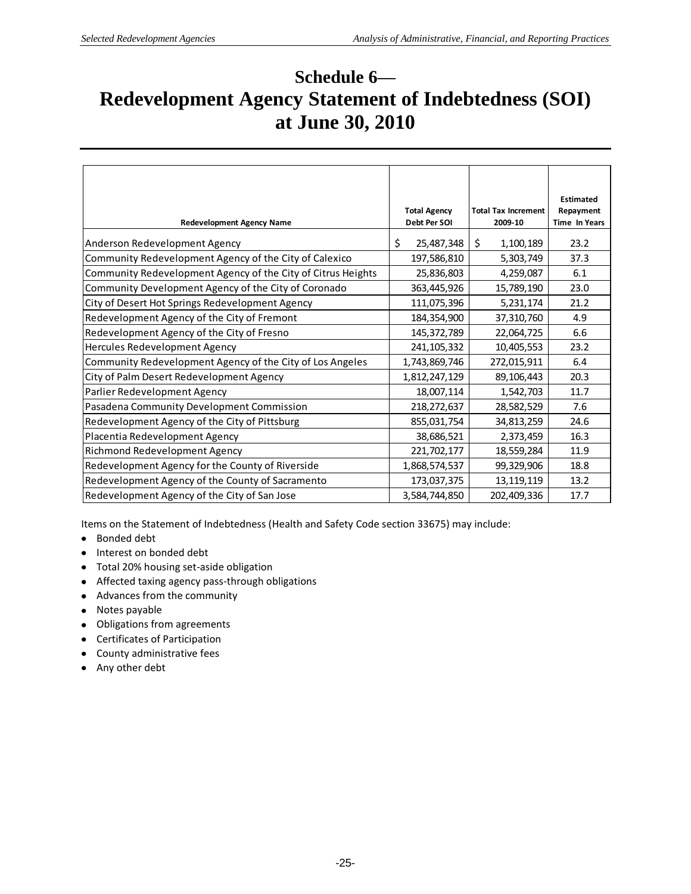# Schedule 6—
# Redevelopment Agency Statement of Indebtedness (SOI) at June 30, 2010

| Redevelopment Agency Name | Total Agency Debt Per SOI | Total Tax Increment 2009-10 | Estimated Repayment Time In Years |
|---|---|---|---|
| Anderson Redevelopment Agency | $ 25,487,348 | $ 1,100,189 | 23.2 |
| Community Redevelopment Agency of the City of Calexico | 197,586,810 | 5,303,749 | 37.3 |
| Community Redevelopment Agency of the City of Citrus Heights | 25,836,803 | 4,259,087 | 6.1 |
| Community Development Agency of the City of Coronado | 363,445,926 | 15,789,190 | 23.0 |
| City of Desert Hot Springs Redevelopment Agency | 111,075,396 | 5,231,174 | 21.2 |
| Redevelopment Agency of the City of Fremont | 184,354,900 | 37,310,760 | 4.9 |
| Redevelopment Agency of the City of Fresno | 145,372,789 | 22,064,725 | 6.6 |
| Hercules Redevelopment Agency | 241,105,332 | 10,405,553 | 23.2 |
| Community Redevelopment Agency of the City of Los Angeles | 1,743,869,746 | 272,015,911 | 6.4 |
| City of Palm Desert Redevelopment Agency | 1,812,247,129 | 89,106,443 | 20.3 |
| Parlier Redevelopment Agency | 18,007,114 | 1,542,703 | 11.7 |
| Pasadena Community Development Commission | 218,272,637 | 28,582,529 | 7.6 |
| Redevelopment Agency of the City of Pittsburg | 855,031,754 | 34,813,259 | 24.6 |
| Placentia Redevelopment Agency | 38,686,521 | 2,373,459 | 16.3 |
| Richmond Redevelopment Agency | 221,702,177 | 18,559,284 | 11.9 |
| Redevelopment Agency for the County of Riverside | 1,868,574,537 | 99,329,906 | 18.8 |
| Redevelopment Agency of the County of Sacramento | 173,037,375 | 13,119,119 | 13.2 |
| Redevelopment Agency of the City of San Jose | 3,584,744,850 | 202,409,336 | 17.7 |

Items on the Statement of Indebtedness (Health and Safety Code section 33675) may include:

- Bonded debt
- Interest on bonded debt
- Total 20% housing set-aside obligation
- Affected taxing agency pass-through obligations
- Advances from the community
- Notes payable
- Obligations from agreements
- Certificates of Participation
- County administrative fees
- Any other debt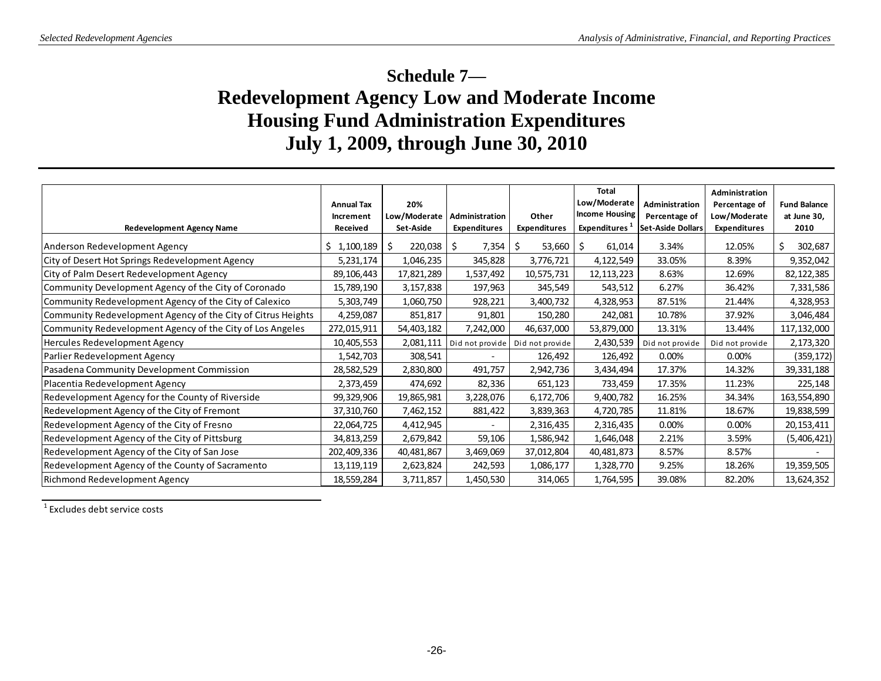# Schedule 7—
# Redevelopment Agency Low and Moderate Income Housing Fund Administration Expenditures
# July 1, 2009, through June 30, 2010

| Redevelopment Agency Name | Annual Tax Increment Received | 20% Low/Moderate Set-Aside | Administration Expenditures | Other Expenditures | Total Low/Moderate Income Housing Expenditures [1] | Administration Percentage of Set-Aside Dollars | Administration Percentage of Low/Moderate Expenditures | Fund Balance at June 30, 2010 |
|---|---|---|---|---|---|---|---|---|
| Anderson Redevelopment Agency | $ 1,100,189 | $ 220,038 | $ 7,354 | $ 53,660 | $ 61,014 | 3.34% | 12.05% | $ 302,687 |
| City of Desert Hot Springs Redevelopment Agency | 5,231,174 | 1,046,235 | 345,828 | 3,776,721 | 4,122,549 | 33.05% | 8.39% | 9,352,042 |
| City of Palm Desert Redevelopment Agency | 89,106,443 | 17,821,289 | 1,537,492 | 10,575,731 | 12,113,223 | 8.63% | 12.69% | 82,122,385 |
| Community Development Agency of the City of Coronado | 15,789,190 | 3,157,838 | 197,963 | 345,549 | 543,512 | 6.27% | 36.42% | 7,331,586 |
| Community Redevelopment Agency of the City of Calexico | 5,303,749 | 1,060,750 | 928,221 | 3,400,732 | 4,328,953 | 87.51% | 21.44% | 4,328,953 |
| Community Redevelopment Agency of the City of Citrus Heights | 4,259,087 | 851,817 | 91,801 | 150,280 | 242,081 | 10.78% | 37.92% | 3,046,484 |
| Community Redevelopment Agency of the City of Los Angeles | 272,015,911 | 54,403,182 | 7,242,000 | 46,637,000 | 53,879,000 | 13.31% | 13.44% | 117,132,000 |
| Hercules Redevelopment Agency | 10,405,553 | 2,081,111 | Did not provide | Did not provide | 2,430,539 | Did not provide | Did not provide | 2,173,320 |
| Parlier Redevelopment Agency | 1,542,703 | 308,541 | - | 126,492 | 126,492 | 0.00% | 0.00% | (359,172) |
| Pasadena Community Development Commission | 28,582,529 | 2,830,800 | 491,757 | 2,942,736 | 3,434,494 | 17.37% | 14.32% | 39,331,188 |
| Placentia Redevelopment Agency | 2,373,459 | 474,692 | 82,336 | 651,123 | 733,459 | 17.35% | 11.23% | 225,148 |
| Redevelopment Agency for the County of Riverside | 99,329,906 | 19,865,981 | 3,228,076 | 6,172,706 | 9,400,782 | 16.25% | 34.34% | 163,554,890 |
| Redevelopment Agency of the City of Fremont | 37,310,760 | 7,462,152 | 881,422 | 3,839,363 | 4,720,785 | 11.81% | 18.67% | 19,838,599 |
| Redevelopment Agency of the City of Fresno | 22,064,725 | 4,412,945 | - | 2,316,435 | 2,316,435 | 0.00% | 0.00% | 20,153,411 |
| Redevelopment Agency of the City of Pittsburg | 34,813,259 | 2,679,842 | 59,106 | 1,586,942 | 1,646,048 | 2.21% | 3.59% | (5,406,421) |
| Redevelopment Agency of the City of San Jose | 202,409,336 | 40,481,867 | 3,469,069 | 37,012,804 | 40,481,873 | 8.57% | 8.57% | - |
| Redevelopment Agency of the County of Sacramento | 13,119,119 | 2,623,824 | 242,593 | 1,086,177 | 1,328,770 | 9.25% | 18.26% | 19,359,505 |
| Richmond Redevelopment Agency | 18,559,284 | 3,711,857 | 1,450,530 | 314,065 | 1,764,595 | 39.08% | 82.20% | 13,624,352 |

[1] Excludes debt service costs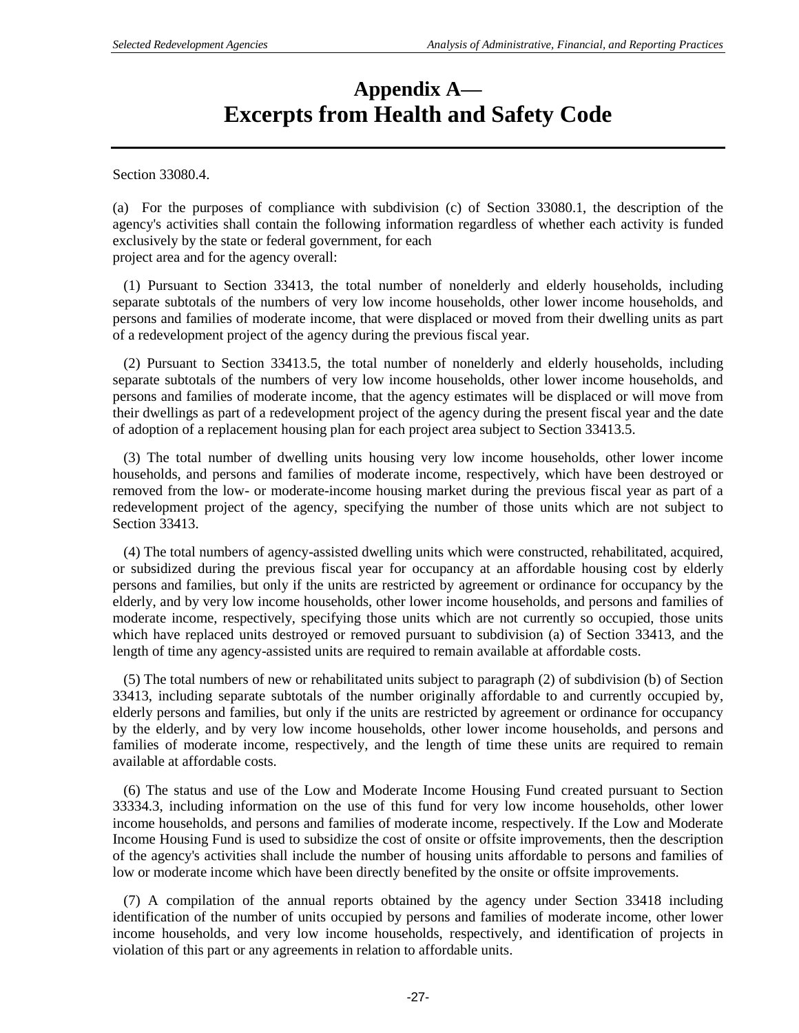# Appendix A—
# Excerpts from Health and Safety Code

Section 33080.4.

(a) For the purposes of compliance with subdivision (c) of Section 33080.1, the description of the agency's activities shall contain the following information regardless of whether each activity is funded exclusively by the state or federal government, for each project area and for the agency overall:

(1) Pursuant to Section 33413, the total number of nonelderly and elderly households, including separate subtotals of the numbers of very low income households, other lower income households, and persons and families of moderate income, that were displaced or moved from their dwelling units as part of a redevelopment project of the agency during the previous fiscal year.

(2) Pursuant to Section 33413.5, the total number of nonelderly and elderly households, including separate subtotals of the numbers of very low income households, other lower income households, and persons and families of moderate income, that the agency estimates will be displaced or will move from their dwellings as part of a redevelopment project of the agency during the present fiscal year and the date of adoption of a replacement housing plan for each project area subject to Section 33413.5.

(3) The total number of dwelling units housing very low income households, other lower income households, and persons and families of moderate income, respectively, which have been destroyed or removed from the low- or moderate-income housing market during the previous fiscal year as part of a redevelopment project of the agency, specifying the number of those units which are not subject to Section 33413.

(4) The total numbers of agency-assisted dwelling units which were constructed, rehabilitated, acquired, or subsidized during the previous fiscal year for occupancy at an affordable housing cost by elderly persons and families, but only if the units are restricted by agreement or ordinance for occupancy by the elderly, and by very low income households, other lower income households, and persons and families of moderate income, respectively, specifying those units which are not currently so occupied, those units which have replaced units destroyed or removed pursuant to subdivision (a) of Section 33413, and the length of time any agency-assisted units are required to remain available at affordable costs.

(5) The total numbers of new or rehabilitated units subject to paragraph (2) of subdivision (b) of Section 33413, including separate subtotals of the number originally affordable to and currently occupied by, elderly persons and families, but only if the units are restricted by agreement or ordinance for occupancy by the elderly, and by very low income households, other lower income households, and persons and families of moderate income, respectively, and the length of time these units are required to remain available at affordable costs.

(6) The status and use of the Low and Moderate Income Housing Fund created pursuant to Section 33334.3, including information on the use of this fund for very low income households, other lower income households, and persons and families of moderate income, respectively. If the Low and Moderate Income Housing Fund is used to subsidize the cost of onsite or offsite improvements, then the description of the agency's activities shall include the number of housing units affordable to persons and families of low or moderate income which have been directly benefited by the onsite or offsite improvements.

(7) A compilation of the annual reports obtained by the agency under Section 33418 including identification of the number of units occupied by persons and families of moderate income, other lower income households, and very low income households, respectively, and identification of projects in violation of this part or any agreements in relation to affordable units.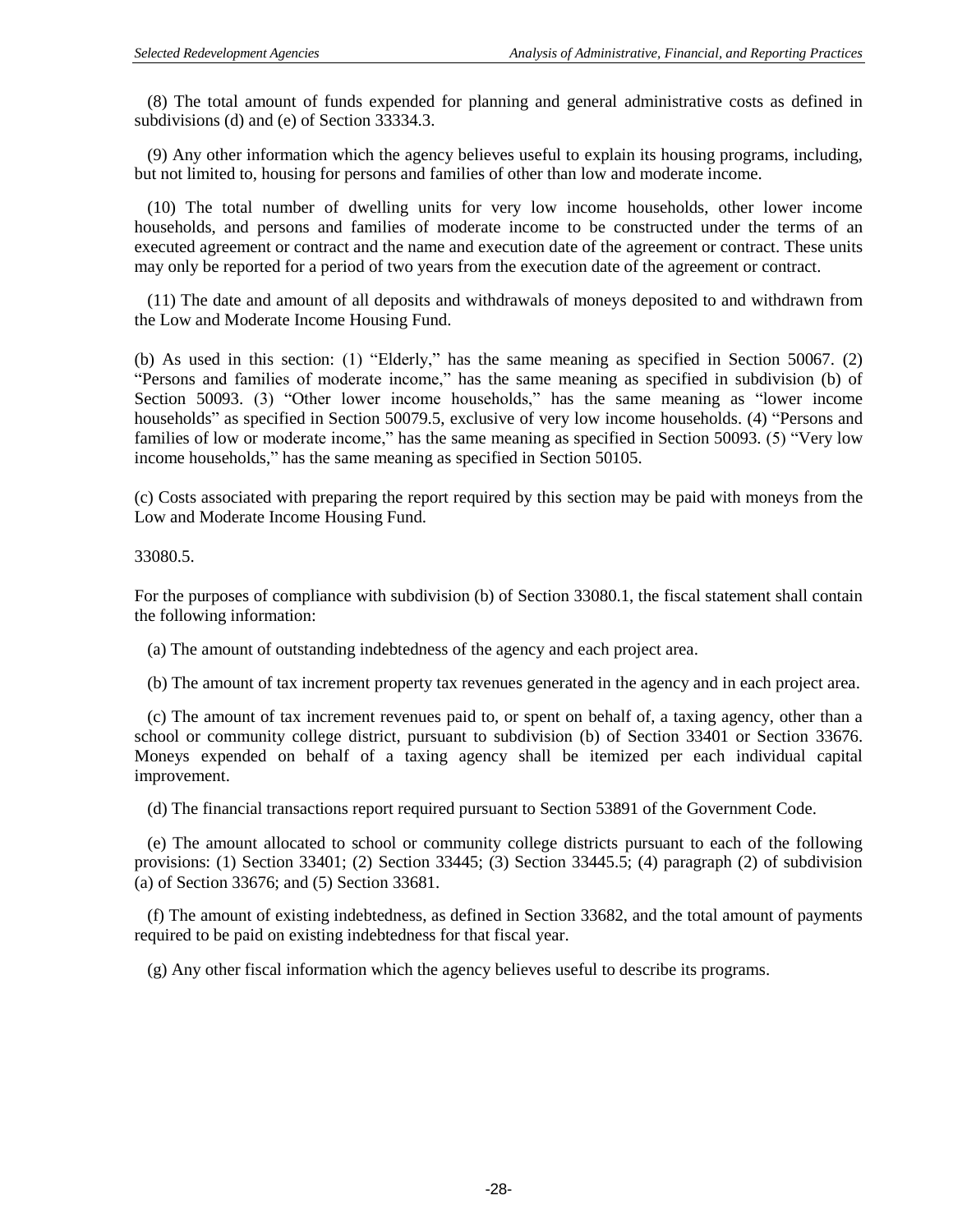(8) The total amount of funds expended for planning and general administrative costs as defined in subdivisions (d) and (e) of Section 33334.3.

(9) Any other information which the agency believes useful to explain its housing programs, including, but not limited to, housing for persons and families of other than low and moderate income.

(10) The total number of dwelling units for very low income households, other lower income households, and persons and families of moderate income to be constructed under the terms of an executed agreement or contract and the name and execution date of the agreement or contract. These units may only be reported for a period of two years from the execution date of the agreement or contract.

(11) The date and amount of all deposits and withdrawals of moneys deposited to and withdrawn from the Low and Moderate Income Housing Fund.

(b) As used in this section: (1) "Elderly," has the same meaning as specified in Section 50067. (2) "Persons and families of moderate income," has the same meaning as specified in subdivision (b) of Section 50093. (3) "Other lower income households," has the same meaning as "lower income households" as specified in Section 50079.5, exclusive of very low income households. (4) "Persons and families of low or moderate income," has the same meaning as specified in Section 50093. (5) "Very low income households," has the same meaning as specified in Section 50105.

(c) Costs associated with preparing the report required by this section may be paid with moneys from the Low and Moderate Income Housing Fund.

33080.5.

For the purposes of compliance with subdivision (b) of Section 33080.1, the fiscal statement shall contain the following information:

(a) The amount of outstanding indebtedness of the agency and each project area.

(b) The amount of tax increment property tax revenues generated in the agency and in each project area.

(c) The amount of tax increment revenues paid to, or spent on behalf of, a taxing agency, other than a school or community college district, pursuant to subdivision (b) of Section 33401 or Section 33676. Moneys expended on behalf of a taxing agency shall be itemized per each individual capital improvement.

(d) The financial transactions report required pursuant to Section 53891 of the Government Code.

(e) The amount allocated to school or community college districts pursuant to each of the following provisions: (1) Section 33401; (2) Section 33445; (3) Section 33445.5; (4) paragraph (2) of subdivision (a) of Section 33676; and (5) Section 33681.

(f) The amount of existing indebtedness, as defined in Section 33682, and the total amount of payments required to be paid on existing indebtedness for that fiscal year.

(g) Any other fiscal information which the agency believes useful to describe its programs.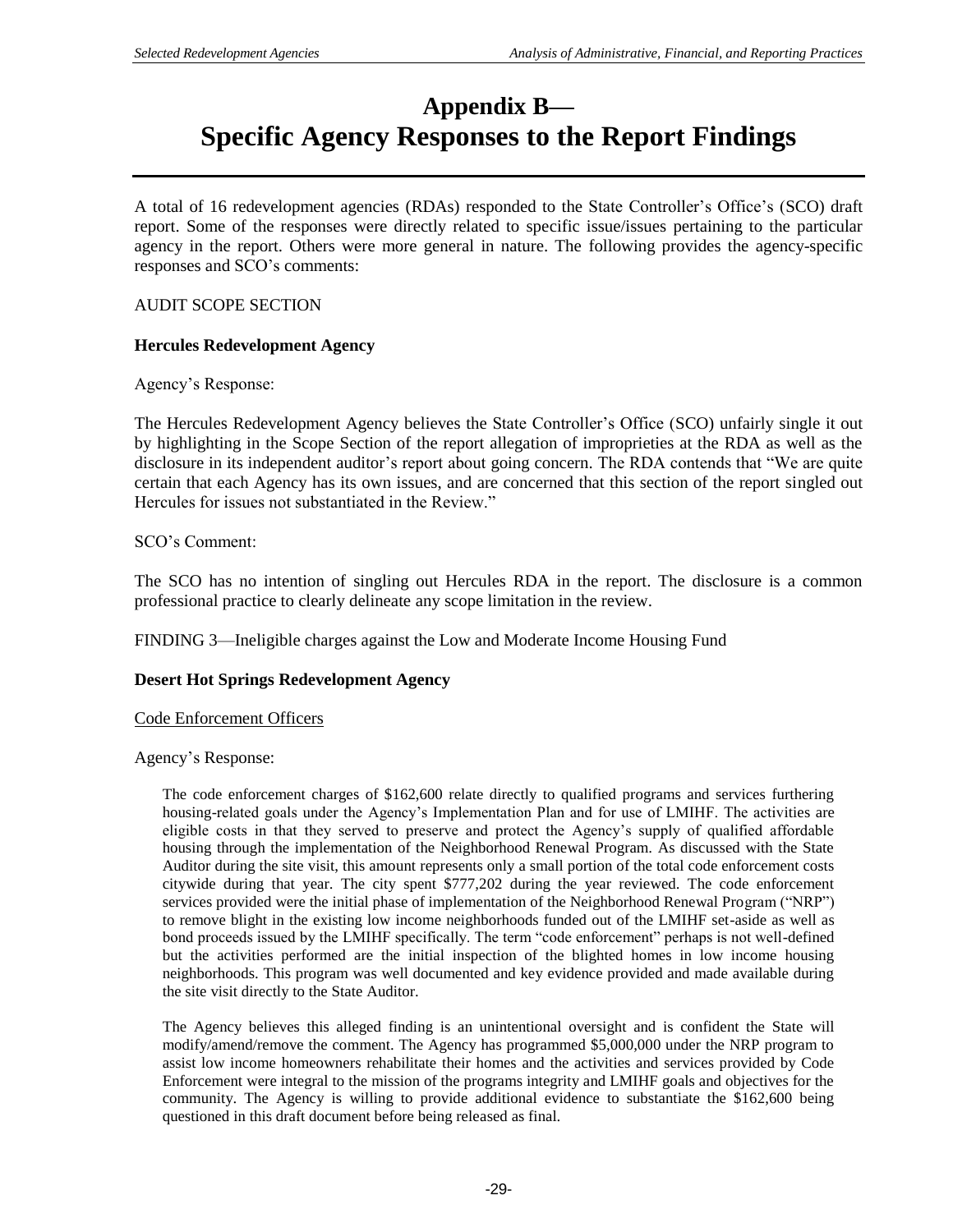# Appendix B— Specific Agency Responses to the Report Findings

A total of 16 redevelopment agencies (RDAs) responded to the State Controller's Office's (SCO) draft report. Some of the responses were directly related to specific issue/issues pertaining to the particular agency in the report. Others were more general in nature. The following provides the agency-specific responses and SCO's comments:

AUDIT SCOPE SECTION

**Hercules Redevelopment Agency**

Agency's Response:

The Hercules Redevelopment Agency believes the State Controller's Office (SCO) unfairly single it out by highlighting in the Scope Section of the report allegation of improprieties at the RDA as well as the disclosure in its independent auditor's report about going concern. The RDA contends that "We are quite certain that each Agency has its own issues, and are concerned that this section of the report singled out Hercules for issues not substantiated in the Review."

SCO's Comment:

The SCO has no intention of singling out Hercules RDA in the report. The disclosure is a common professional practice to clearly delineate any scope limitation in the review.

FINDING 3—Ineligible charges against the Low and Moderate Income Housing Fund

**Desert Hot Springs Redevelopment Agency**

Code Enforcement Officers

Agency's Response:

> The code enforcement charges of $162,600 relate directly to qualified programs and services furthering housing-related goals under the Agency's Implementation Plan and for use of LMIHF. The activities are eligible costs in that they served to preserve and protect the Agency's supply of qualified affordable housing through the implementation of the Neighborhood Renewal Program. As discussed with the State Auditor during the site visit, this amount represents only a small portion of the total code enforcement costs citywide during that year. The city spent $777,202 during the year reviewed. The code enforcement services provided were the initial phase of implementation of the Neighborhood Renewal Program ("NRP") to remove blight in the existing low income neighborhoods funded out of the LMIHF set-aside as well as bond proceeds issued by the LMIHF specifically. The term "code enforcement" perhaps is not well-defined but the activities performed are the initial inspection of the blighted homes in low income housing neighborhoods. This program was well documented and key evidence provided and made available during the site visit directly to the State Auditor.
>
> The Agency believes this alleged finding is an unintentional oversight and is confident the State will modify/amend/remove the comment. The Agency has programmed $5,000,000 under the NRP program to assist low income homeowners rehabilitate their homes and the activities and services provided by Code Enforcement were integral to the mission of the programs integrity and LMIHF goals and objectives for the community. The Agency is willing to provide additional evidence to substantiate the $162,600 being questioned in this draft document before being released as final.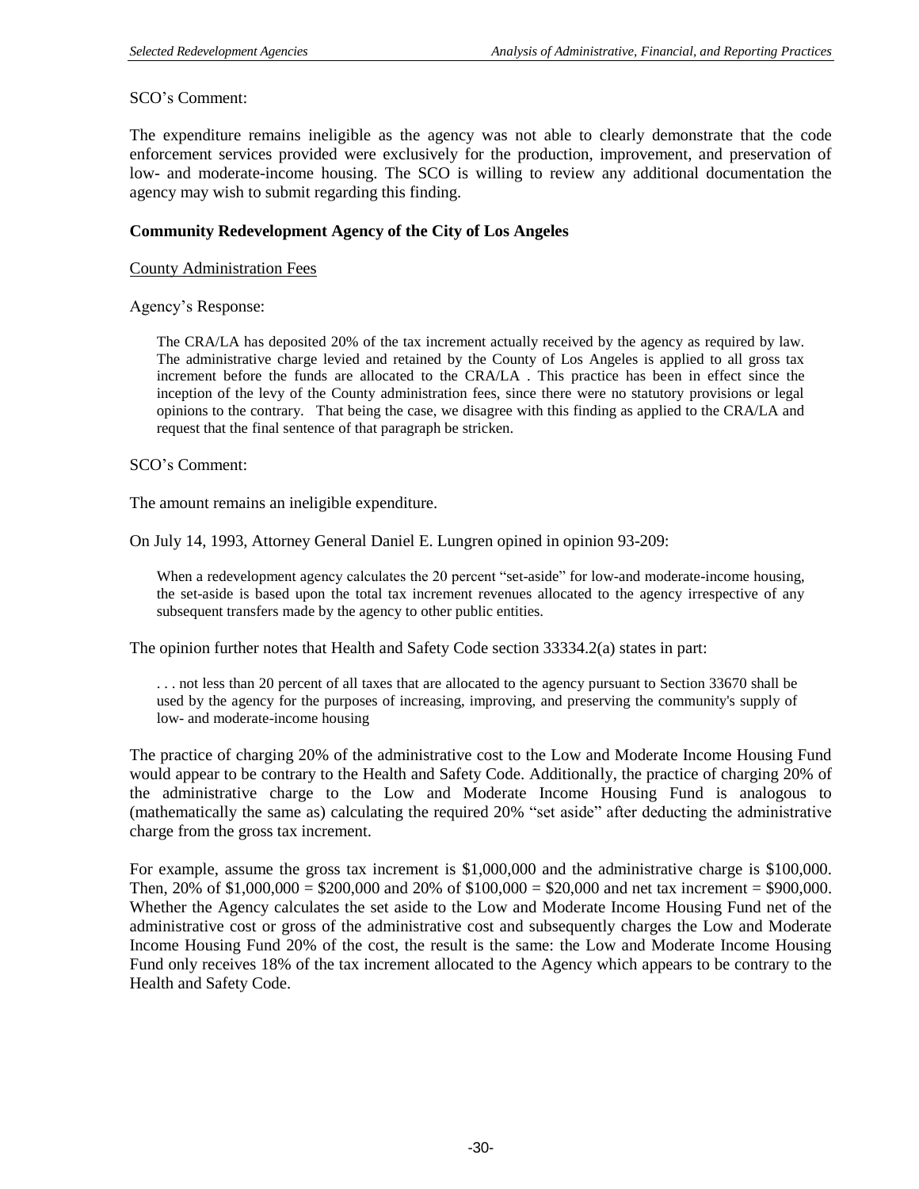SCO's Comment:

The expenditure remains ineligible as the agency was not able to clearly demonstrate that the code enforcement services provided were exclusively for the production, improvement, and preservation of low- and moderate-income housing. The SCO is willing to review any additional documentation the agency may wish to submit regarding this finding.

**Community Redevelopment Agency of the City of Los Angeles**

County Administration Fees

Agency's Response:

> The CRA/LA has deposited 20% of the tax increment actually received by the agency as required by law. The administrative charge levied and retained by the County of Los Angeles is applied to all gross tax increment before the funds are allocated to the CRA/LA . This practice has been in effect since the inception of the levy of the County administration fees, since there were no statutory provisions or legal opinions to the contrary. That being the case, we disagree with this finding as applied to the CRA/LA and request that the final sentence of that paragraph be stricken.

SCO's Comment:

The amount remains an ineligible expenditure.

On July 14, 1993, Attorney General Daniel E. Lungren opined in opinion 93-209:

> When a redevelopment agency calculates the 20 percent "set-aside" for low-and moderate-income housing, the set-aside is based upon the total tax increment revenues allocated to the agency irrespective of any subsequent transfers made by the agency to other public entities.

The opinion further notes that Health and Safety Code section 33334.2(a) states in part:

> . . . not less than 20 percent of all taxes that are allocated to the agency pursuant to Section 33670 shall be used by the agency for the purposes of increasing, improving, and preserving the community's supply of low- and moderate-income housing

The practice of charging 20% of the administrative cost to the Low and Moderate Income Housing Fund would appear to be contrary to the Health and Safety Code. Additionally, the practice of charging 20% of the administrative charge to the Low and Moderate Income Housing Fund is analogous to (mathematically the same as) calculating the required 20% "set aside" after deducting the administrative charge from the gross tax increment.

For example, assume the gross tax increment is $1,000,000 and the administrative charge is $100,000. Then, 20% of $1,000,000 = $200,000 and 20% of $100,000 = $20,000 and net tax increment = $900,000. Whether the Agency calculates the set aside to the Low and Moderate Income Housing Fund net of the administrative cost or gross of the administrative cost and subsequently charges the Low and Moderate Income Housing Fund 20% of the cost, the result is the same: the Low and Moderate Income Housing Fund only receives 18% of the tax increment allocated to the Agency which appears to be contrary to the Health and Safety Code.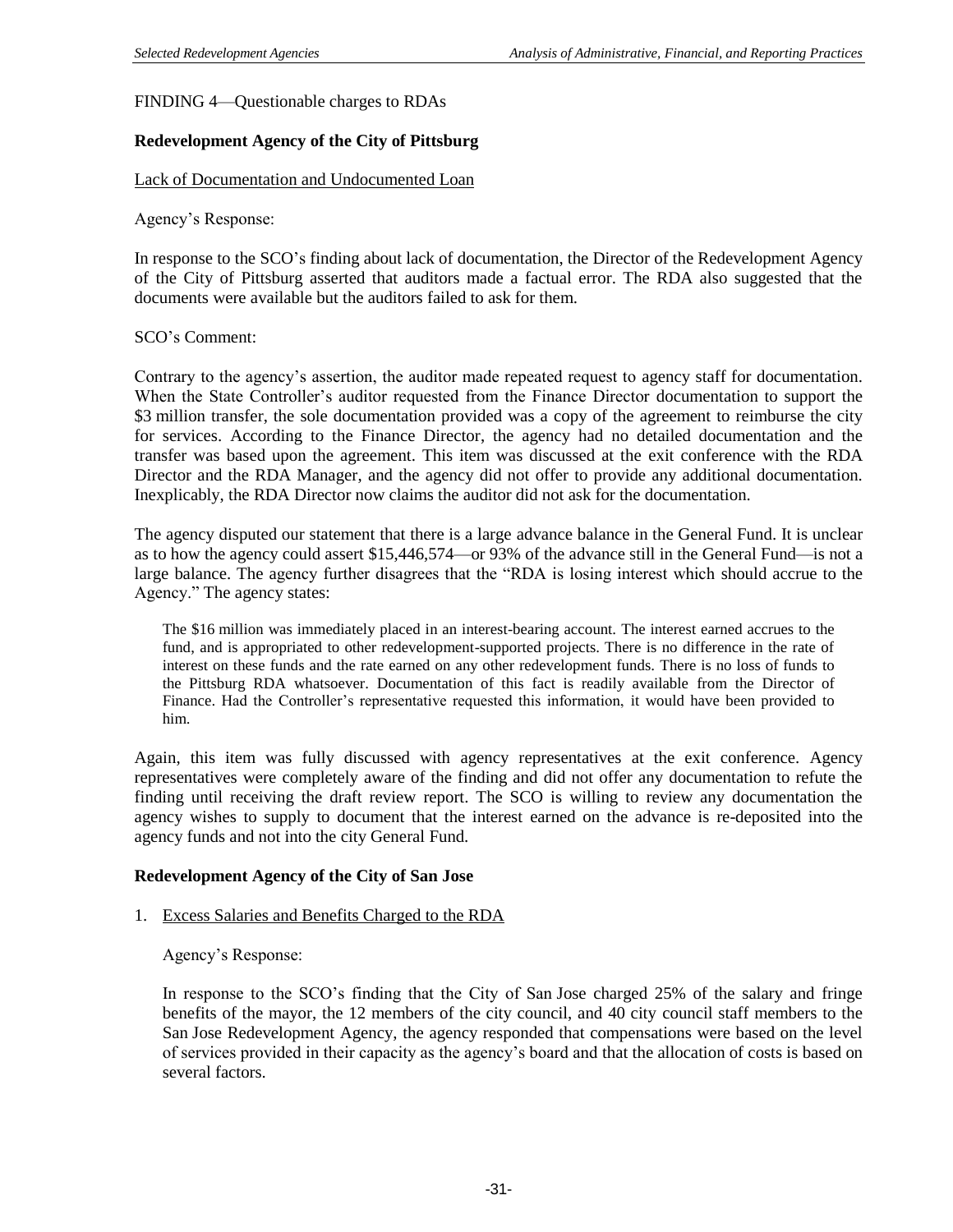FINDING 4—Questionable charges to RDAs

**Redevelopment Agency of the City of Pittsburg**

Lack of Documentation and Undocumented Loan

Agency's Response:

In response to the SCO's finding about lack of documentation, the Director of the Redevelopment Agency of the City of Pittsburg asserted that auditors made a factual error. The RDA also suggested that the documents were available but the auditors failed to ask for them.

SCO's Comment:

Contrary to the agency's assertion, the auditor made repeated request to agency staff for documentation. When the State Controller's auditor requested from the Finance Director documentation to support the $3 million transfer, the sole documentation provided was a copy of the agreement to reimburse the city for services. According to the Finance Director, the agency had no detailed documentation and the transfer was based upon the agreement. This item was discussed at the exit conference with the RDA Director and the RDA Manager, and the agency did not offer to provide any additional documentation. Inexplicably, the RDA Director now claims the auditor did not ask for the documentation.

The agency disputed our statement that there is a large advance balance in the General Fund. It is unclear as to how the agency could assert $15,446,574—or 93% of the advance still in the General Fund—is not a large balance. The agency further disagrees that the "RDA is losing interest which should accrue to the Agency." The agency states:

> The $16 million was immediately placed in an interest-bearing account. The interest earned accrues to the fund, and is appropriated to other redevelopment-supported projects. There is no difference in the rate of interest on these funds and the rate earned on any other redevelopment funds. There is no loss of funds to the Pittsburg RDA whatsoever. Documentation of this fact is readily available from the Director of Finance. Had the Controller's representative requested this information, it would have been provided to him.

Again, this item was fully discussed with agency representatives at the exit conference. Agency representatives were completely aware of the finding and did not offer any documentation to refute the finding until receiving the draft review report. The SCO is willing to review any documentation the agency wishes to supply to document that the interest earned on the advance is re-deposited into the agency funds and not into the city General Fund.

**Redevelopment Agency of the City of San Jose**

1. Excess Salaries and Benefits Charged to the RDA

   Agency's Response:

   In response to the SCO's finding that the City of San Jose charged 25% of the salary and fringe benefits of the mayor, the 12 members of the city council, and 40 city council staff members to the San Jose Redevelopment Agency, the agency responded that compensations were based on the level of services provided in their capacity as the agency's board and that the allocation of costs is based on several factors.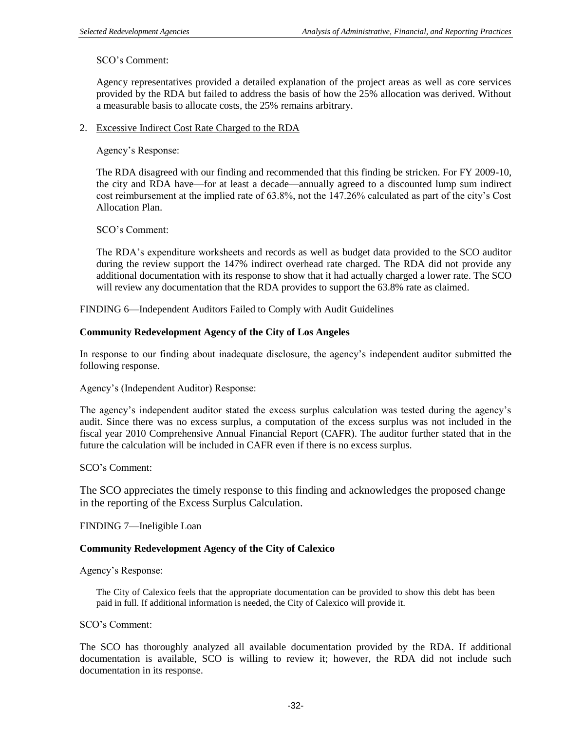SCO's Comment:

Agency representatives provided a detailed explanation of the project areas as well as core services provided by the RDA but failed to address the basis of how the 25% allocation was derived. Without a measurable basis to allocate costs, the 25% remains arbitrary.

2. Excessive Indirect Cost Rate Charged to the RDA

Agency's Response:

The RDA disagreed with our finding and recommended that this finding be stricken. For FY 2009-10, the city and RDA have—for at least a decade—annually agreed to a discounted lump sum indirect cost reimbursement at the implied rate of 63.8%, not the 147.26% calculated as part of the city's Cost Allocation Plan.

SCO's Comment:

The RDA's expenditure worksheets and records as well as budget data provided to the SCO auditor during the review support the 147% indirect overhead rate charged. The RDA did not provide any additional documentation with its response to show that it had actually charged a lower rate. The SCO will review any documentation that the RDA provides to support the 63.8% rate as claimed.

FINDING 6—Independent Auditors Failed to Comply with Audit Guidelines

**Community Redevelopment Agency of the City of Los Angeles**

In response to our finding about inadequate disclosure, the agency's independent auditor submitted the following response.

Agency's (Independent Auditor) Response:

The agency's independent auditor stated the excess surplus calculation was tested during the agency's audit. Since there was no excess surplus, a computation of the excess surplus was not included in the fiscal year 2010 Comprehensive Annual Financial Report (CAFR). The auditor further stated that in the future the calculation will be included in CAFR even if there is no excess surplus.

SCO's Comment:

The SCO appreciates the timely response to this finding and acknowledges the proposed change in the reporting of the Excess Surplus Calculation.

FINDING 7—Ineligible Loan

**Community Redevelopment Agency of the City of Calexico**

Agency's Response:

The City of Calexico feels that the appropriate documentation can be provided to show this debt has been paid in full. If additional information is needed, the City of Calexico will provide it.

SCO's Comment:

The SCO has thoroughly analyzed all available documentation provided by the RDA. If additional documentation is available, SCO is willing to review it; however, the RDA did not include such documentation in its response.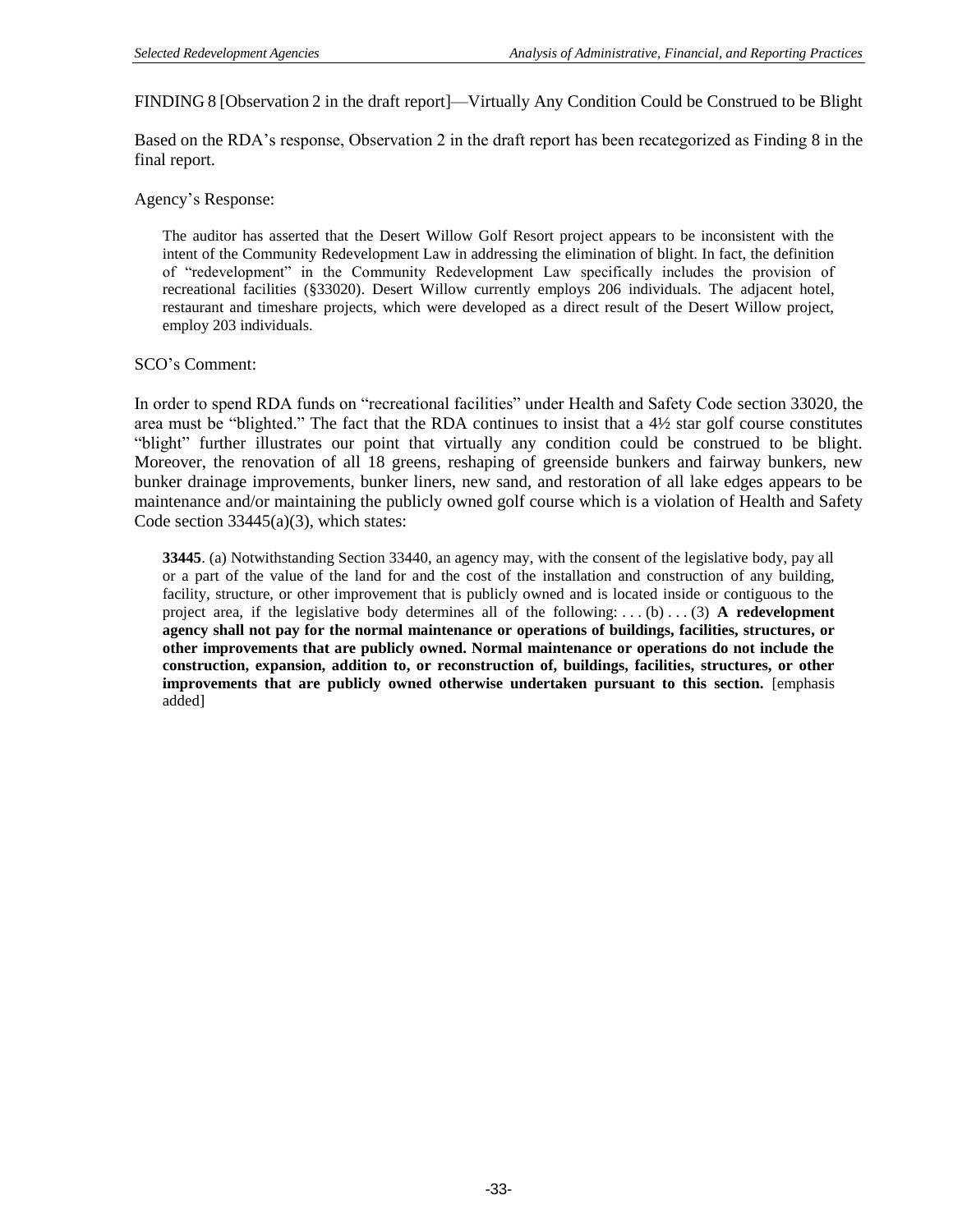FINDING 8 [Observation 2 in the draft report]—Virtually Any Condition Could be Construed to be Blight

Based on the RDA's response, Observation 2 in the draft report has been recategorized as Finding 8 in the final report.

Agency's Response:

> The auditor has asserted that the Desert Willow Golf Resort project appears to be inconsistent with the intent of the Community Redevelopment Law in addressing the elimination of blight. In fact, the definition of "redevelopment" in the Community Redevelopment Law specifically includes the provision of recreational facilities (§33020). Desert Willow currently employs 206 individuals. The adjacent hotel, restaurant and timeshare projects, which were developed as a direct result of the Desert Willow project, employ 203 individuals.

SCO's Comment:

In order to spend RDA funds on "recreational facilities" under Health and Safety Code section 33020, the area must be "blighted." The fact that the RDA continues to insist that a 4½ star golf course constitutes "blight" further illustrates our point that virtually any condition could be construed to be blight. Moreover, the renovation of all 18 greens, reshaping of greenside bunkers and fairway bunkers, new bunker drainage improvements, bunker liners, new sand, and restoration of all lake edges appears to be maintenance and/or maintaining the publicly owned golf course which is a violation of Health and Safety Code section 33445(a)(3), which states:

> **33445**. (a) Notwithstanding Section 33440, an agency may, with the consent of the legislative body, pay all or a part of the value of the land for and the cost of the installation and construction of any building, facility, structure, or other improvement that is publicly owned and is located inside or contiguous to the project area, if the legislative body determines all of the following: . . . (b) . . . (3) **A redevelopment agency shall not pay for the normal maintenance or operations of buildings, facilities, structures, or other improvements that are publicly owned. Normal maintenance or operations do not include the construction, expansion, addition to, or reconstruction of, buildings, facilities, structures, or other improvements that are publicly owned otherwise undertaken pursuant to this section.** [emphasis added]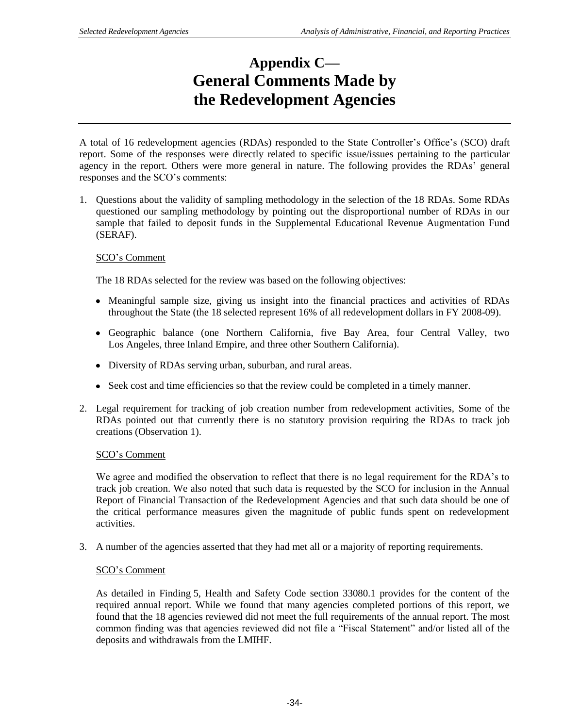# Appendix C— General Comments Made by the Redevelopment Agencies

A total of 16 redevelopment agencies (RDAs) responded to the State Controller's Office's (SCO) draft report. Some of the responses were directly related to specific issue/issues pertaining to the particular agency in the report. Others were more general in nature. The following provides the RDAs' general responses and the SCO's comments:

1. Questions about the validity of sampling methodology in the selection of the 18 RDAs. Some RDAs questioned our sampling methodology by pointing out the disproportional number of RDAs in our sample that failed to deposit funds in the Supplemental Educational Revenue Augmentation Fund (SERAF).

   SCO's Comment

   The 18 RDAs selected for the review was based on the following objectives:

   - Meaningful sample size, giving us insight into the financial practices and activities of RDAs throughout the State (the 18 selected represent 16% of all redevelopment dollars in FY 2008-09).
   - Geographic balance (one Northern California, five Bay Area, four Central Valley, two Los Angeles, three Inland Empire, and three other Southern California).
   - Diversity of RDAs serving urban, suburban, and rural areas.
   - Seek cost and time efficiencies so that the review could be completed in a timely manner.

2. Legal requirement for tracking of job creation number from redevelopment activities, Some of the RDAs pointed out that currently there is no statutory provision requiring the RDAs to track job creations (Observation 1).

   SCO's Comment

   We agree and modified the observation to reflect that there is no legal requirement for the RDA's to track job creation. We also noted that such data is requested by the SCO for inclusion in the Annual Report of Financial Transaction of the Redevelopment Agencies and that such data should be one of the critical performance measures given the magnitude of public funds spent on redevelopment activities.

3. A number of the agencies asserted that they had met all or a majority of reporting requirements.

   SCO's Comment

   As detailed in Finding 5, Health and Safety Code section 33080.1 provides for the content of the required annual report. While we found that many agencies completed portions of this report, we found that the 18 agencies reviewed did not meet the full requirements of the annual report. The most common finding was that agencies reviewed did not file a "Fiscal Statement" and/or listed all of the deposits and withdrawals from the LMIHF.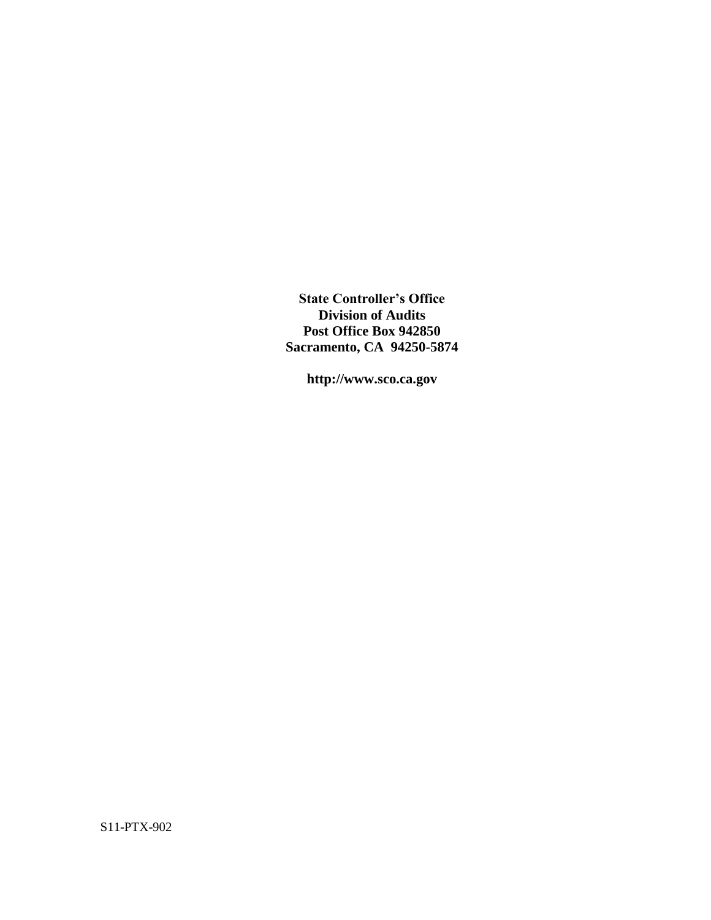**State Controller's Office**
**Division of Audits**
**Post Office Box 942850**
**Sacramento, CA 94250-5874**

**http://www.sco.ca.gov**

S11-PTX-902